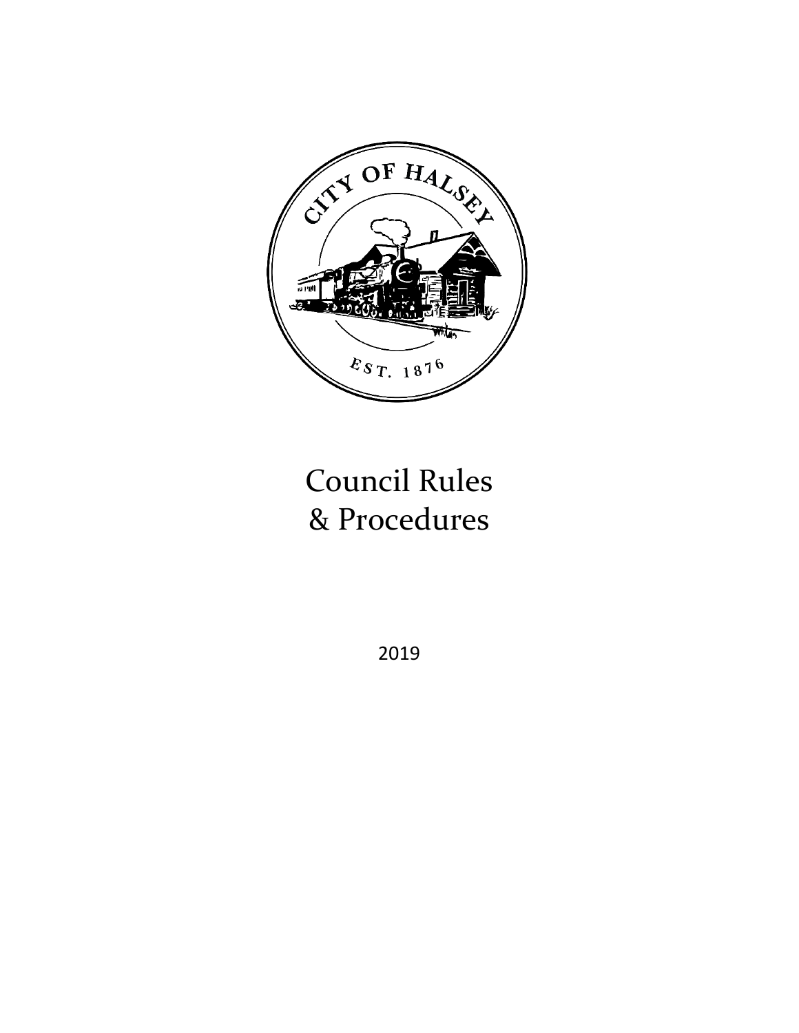CITY OF HALSEY

EST. 1876

# Council Rules
# & Procedures

2019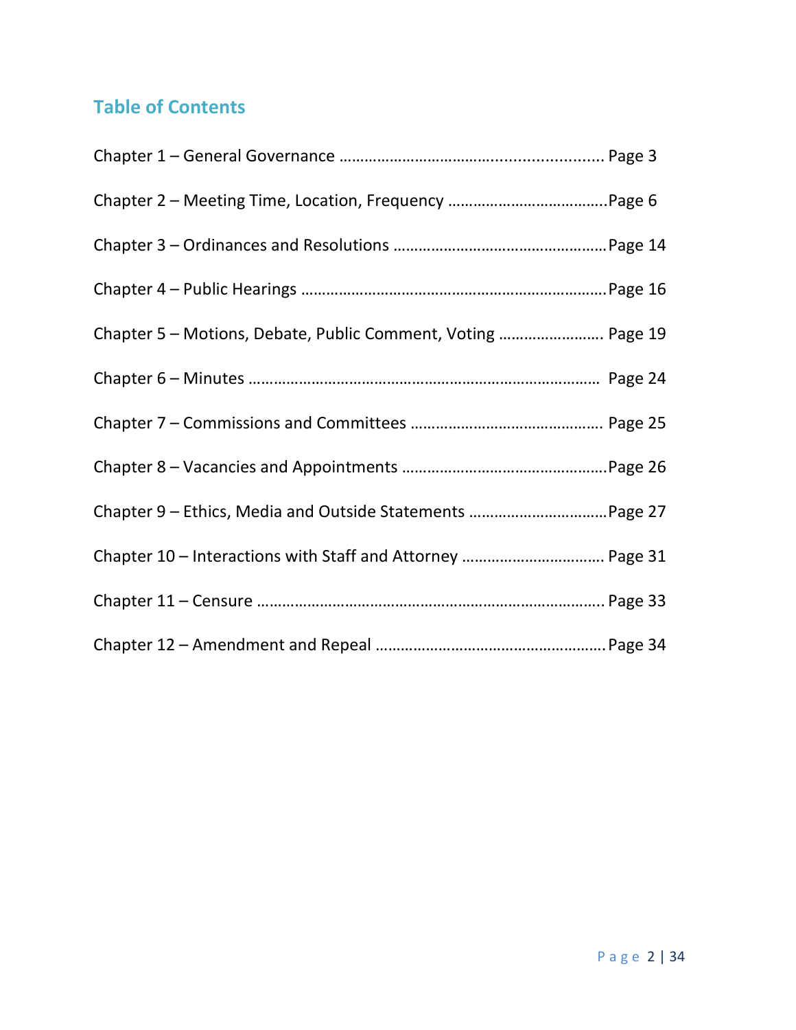## Table of Contents

Chapter 1 – General Governance …………………………….......................... Page 3

Chapter 2 – Meeting Time, Location, Frequency ………………………………..Page 6

Chapter 3 – Ordinances and Resolutions …………………………………………Page 14

Chapter 4 – Public Hearings ………………………………………………………………Page 16

Chapter 5 – Motions, Debate, Public Comment, Voting …………………… Page 19

Chapter 6 – Minutes ………………………………………………………………………… Page 24

Chapter 7 – Commissions and Committees ……………………………………… Page 25

Chapter 8 – Vacancies and Appointments …………………………………………Page 26

Chapter 9 – Ethics, Media and Outside Statements ……………………………Page 27

Chapter 10 – Interactions with Staff and Attorney …………………………… Page 31

Chapter 11 – Censure ………………………………………………………………………. Page 33

Chapter 12 – Amendment and Repeal ………………………………………………Page 34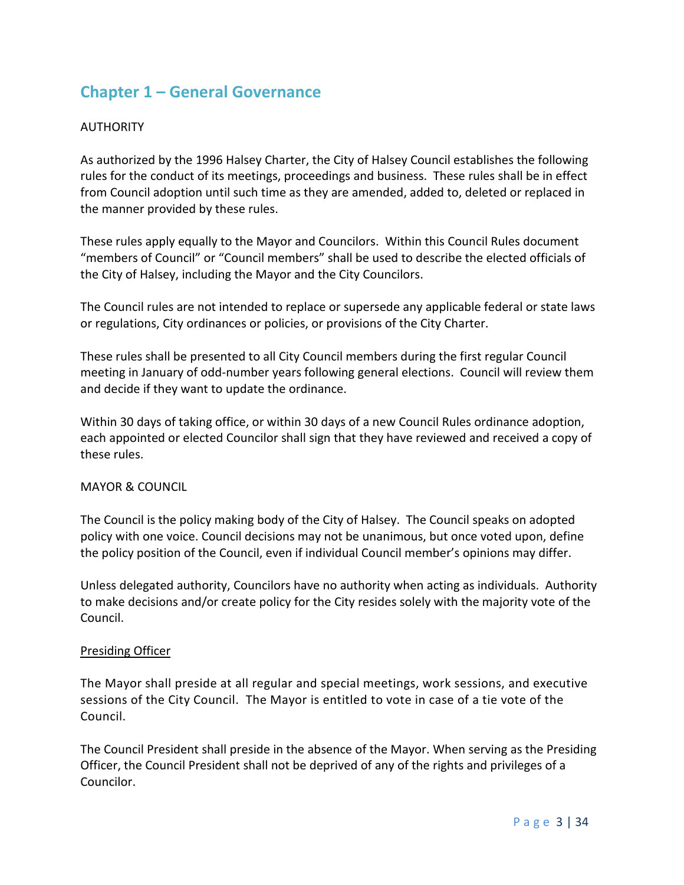## Chapter 1 – General Governance

AUTHORITY

As authorized by the 1996 Halsey Charter, the City of Halsey Council establishes the following rules for the conduct of its meetings, proceedings and business. These rules shall be in effect from Council adoption until such time as they are amended, added to, deleted or replaced in the manner provided by these rules.

These rules apply equally to the Mayor and Councilors. Within this Council Rules document “members of Council” or “Council members” shall be used to describe the elected officials of the City of Halsey, including the Mayor and the City Councilors.

The Council rules are not intended to replace or supersede any applicable federal or state laws or regulations, City ordinances or policies, or provisions of the City Charter.

These rules shall be presented to all City Council members during the first regular Council meeting in January of odd-number years following general elections. Council will review them and decide if they want to update the ordinance.

Within 30 days of taking office, or within 30 days of a new Council Rules ordinance adoption, each appointed or elected Councilor shall sign that they have reviewed and received a copy of these rules.

MAYOR & COUNCIL

The Council is the policy making body of the City of Halsey. The Council speaks on adopted policy with one voice. Council decisions may not be unanimous, but once voted upon, define the policy position of the Council, even if individual Council member’s opinions may differ.

Unless delegated authority, Councilors have no authority when acting as individuals. Authority to make decisions and/or create policy for the City resides solely with the majority vote of the Council.

Presiding Officer

The Mayor shall preside at all regular and special meetings, work sessions, and executive sessions of the City Council. The Mayor is entitled to vote in case of a tie vote of the Council.

The Council President shall preside in the absence of the Mayor. When serving as the Presiding Officer, the Council President shall not be deprived of any of the rights and privileges of a Councilor.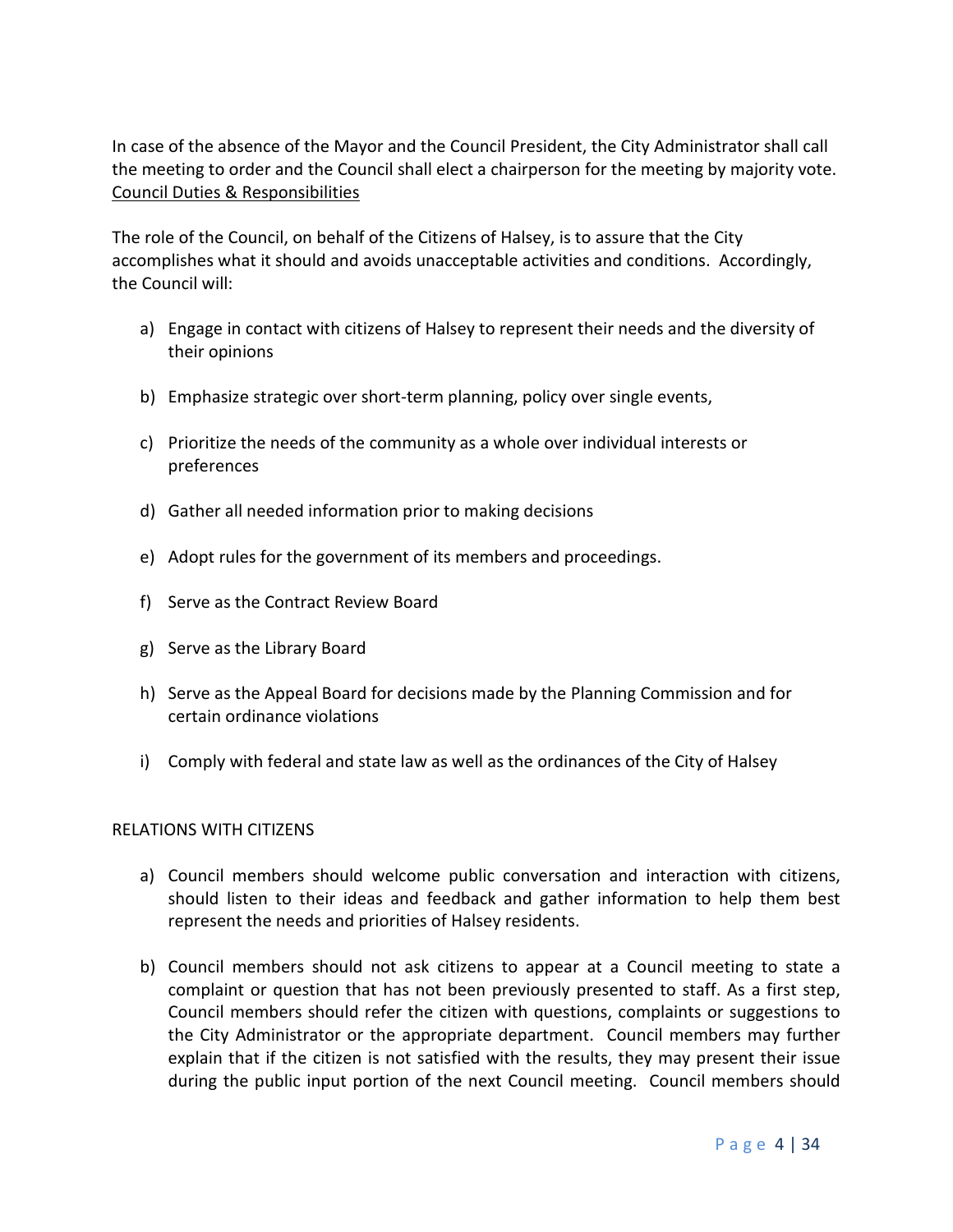In case of the absence of the Mayor and the Council President, the City Administrator shall call the meeting to order and the Council shall elect a chairperson for the meeting by majority vote.

<u>Council Duties & Responsibilities</u>

The role of the Council, on behalf of the Citizens of Halsey, is to assure that the City accomplishes what it should and avoids unacceptable activities and conditions. Accordingly, the Council will:

a) Engage in contact with citizens of Halsey to represent their needs and the diversity of their opinions

b) Emphasize strategic over short-term planning, policy over single events,

c) Prioritize the needs of the community as a whole over individual interests or preferences

d) Gather all needed information prior to making decisions

e) Adopt rules for the government of its members and proceedings.

f) Serve as the Contract Review Board

g) Serve as the Library Board

h) Serve as the Appeal Board for decisions made by the Planning Commission and for certain ordinance violations

i) Comply with federal and state law as well as the ordinances of the City of Halsey

RELATIONS WITH CITIZENS

a) Council members should welcome public conversation and interaction with citizens, should listen to their ideas and feedback and gather information to help them best represent the needs and priorities of Halsey residents.

b) Council members should not ask citizens to appear at a Council meeting to state a complaint or question that has not been previously presented to staff. As a first step, Council members should refer the citizen with questions, complaints or suggestions to the City Administrator or the appropriate department. Council members may further explain that if the citizen is not satisfied with the results, they may present their issue during the public input portion of the next Council meeting. Council members should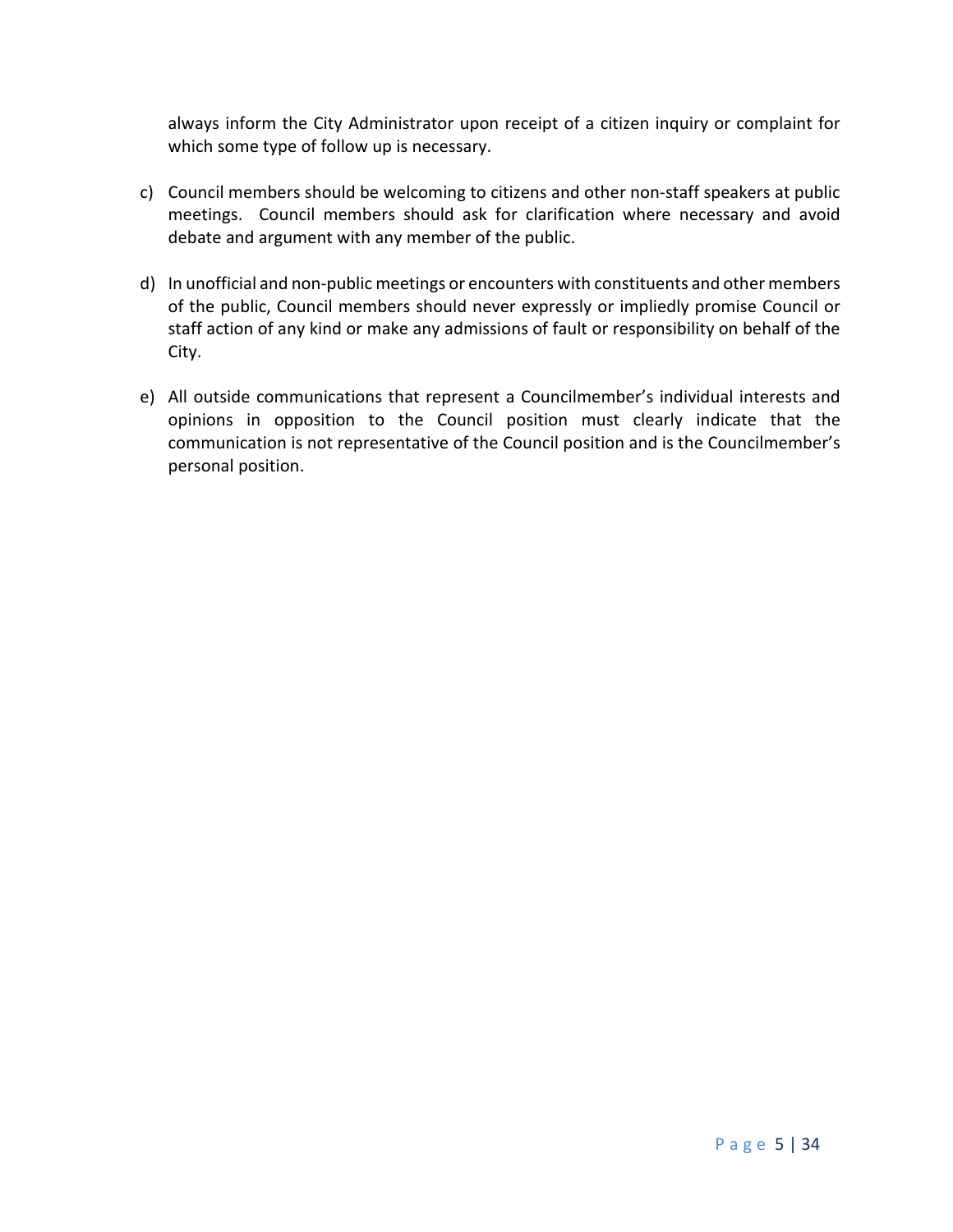always inform the City Administrator upon receipt of a citizen inquiry or complaint for which some type of follow up is necessary.

c) Council members should be welcoming to citizens and other non-staff speakers at public meetings. Council members should ask for clarification where necessary and avoid debate and argument with any member of the public.

d) In unofficial and non-public meetings or encounters with constituents and other members of the public, Council members should never expressly or impliedly promise Council or staff action of any kind or make any admissions of fault or responsibility on behalf of the City.

e) All outside communications that represent a Councilmember's individual interests and opinions in opposition to the Council position must clearly indicate that the communication is not representative of the Council position and is the Councilmember's personal position.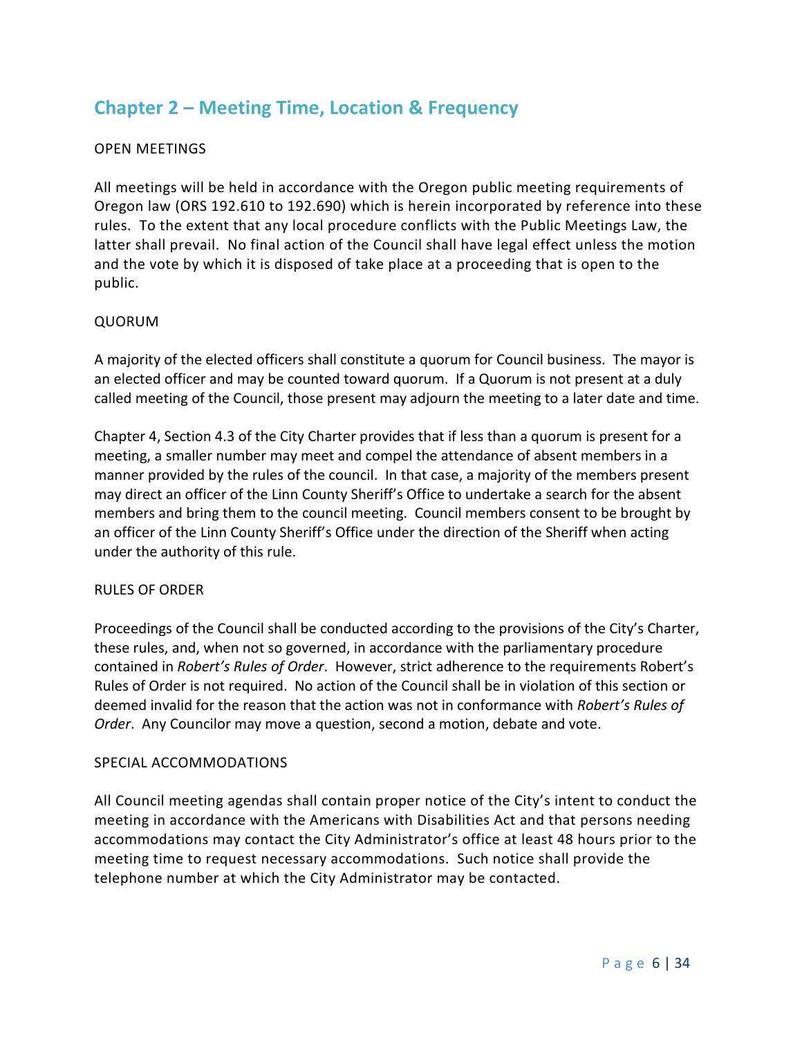# Chapter 2 – Meeting Time, Location & Frequency

OPEN MEETINGS

All meetings will be held in accordance with the Oregon public meeting requirements of Oregon law (ORS 192.610 to 192.690) which is herein incorporated by reference into these rules. To the extent that any local procedure conflicts with the Public Meetings Law, the latter shall prevail. No final action of the Council shall have legal effect unless the motion and the vote by which it is disposed of take place at a proceeding that is open to the public.

QUORUM

A majority of the elected officers shall constitute a quorum for Council business. The mayor is an elected officer and may be counted toward quorum. If a Quorum is not present at a duly called meeting of the Council, those present may adjourn the meeting to a later date and time.

Chapter 4, Section 4.3 of the City Charter provides that if less than a quorum is present for a meeting, a smaller number may meet and compel the attendance of absent members in a manner provided by the rules of the council. In that case, a majority of the members present may direct an officer of the Linn County Sheriff's Office to undertake a search for the absent members and bring them to the council meeting. Council members consent to be brought by an officer of the Linn County Sheriff's Office under the direction of the Sheriff when acting under the authority of this rule.

RULES OF ORDER

Proceedings of the Council shall be conducted according to the provisions of the City's Charter, these rules, and, when not so governed, in accordance with the parliamentary procedure contained in *Robert's Rules of Order*. However, strict adherence to the requirements Robert's Rules of Order is not required. No action of the Council shall be in violation of this section or deemed invalid for the reason that the action was not in conformance with *Robert's Rules of Order*. Any Councilor may move a question, second a motion, debate and vote.

SPECIAL ACCOMMODATIONS

All Council meeting agendas shall contain proper notice of the City's intent to conduct the meeting in accordance with the Americans with Disabilities Act and that persons needing accommodations may contact the City Administrator's office at least 48 hours prior to the meeting time to request necessary accommodations. Such notice shall provide the telephone number at which the City Administrator may be contacted.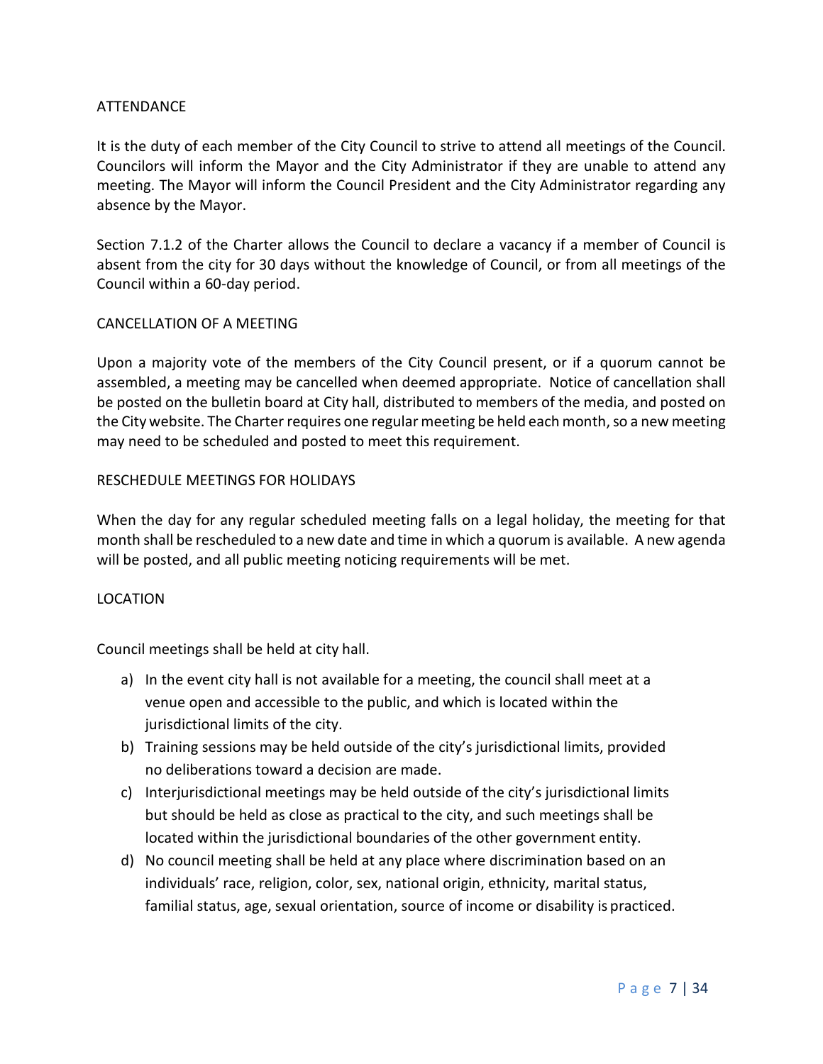## ATTENDANCE

It is the duty of each member of the City Council to strive to attend all meetings of the Council. Councilors will inform the Mayor and the City Administrator if they are unable to attend any meeting. The Mayor will inform the Council President and the City Administrator regarding any absence by the Mayor.

Section 7.1.2 of the Charter allows the Council to declare a vacancy if a member of Council is absent from the city for 30 days without the knowledge of Council, or from all meetings of the Council within a 60-day period.

## CANCELLATION OF A MEETING

Upon a majority vote of the members of the City Council present, or if a quorum cannot be assembled, a meeting may be cancelled when deemed appropriate. Notice of cancellation shall be posted on the bulletin board at City hall, distributed to members of the media, and posted on the City website. The Charter requires one regular meeting be held each month, so a new meeting may need to be scheduled and posted to meet this requirement.

## RESCHEDULE MEETINGS FOR HOLIDAYS

When the day for any regular scheduled meeting falls on a legal holiday, the meeting for that month shall be rescheduled to a new date and time in which a quorum is available. A new agenda will be posted, and all public meeting noticing requirements will be met.

## LOCATION

Council meetings shall be held at city hall.

a) In the event city hall is not available for a meeting, the council shall meet at a venue open and accessible to the public, and which is located within the jurisdictional limits of the city.
b) Training sessions may be held outside of the city's jurisdictional limits, provided no deliberations toward a decision are made.
c) Interjurisdictional meetings may be held outside of the city's jurisdictional limits but should be held as close as practical to the city, and such meetings shall be located within the jurisdictional boundaries of the other government entity.
d) No council meeting shall be held at any place where discrimination based on an individuals' race, religion, color, sex, national origin, ethnicity, marital status, familial status, age, sexual orientation, source of income or disability is practiced.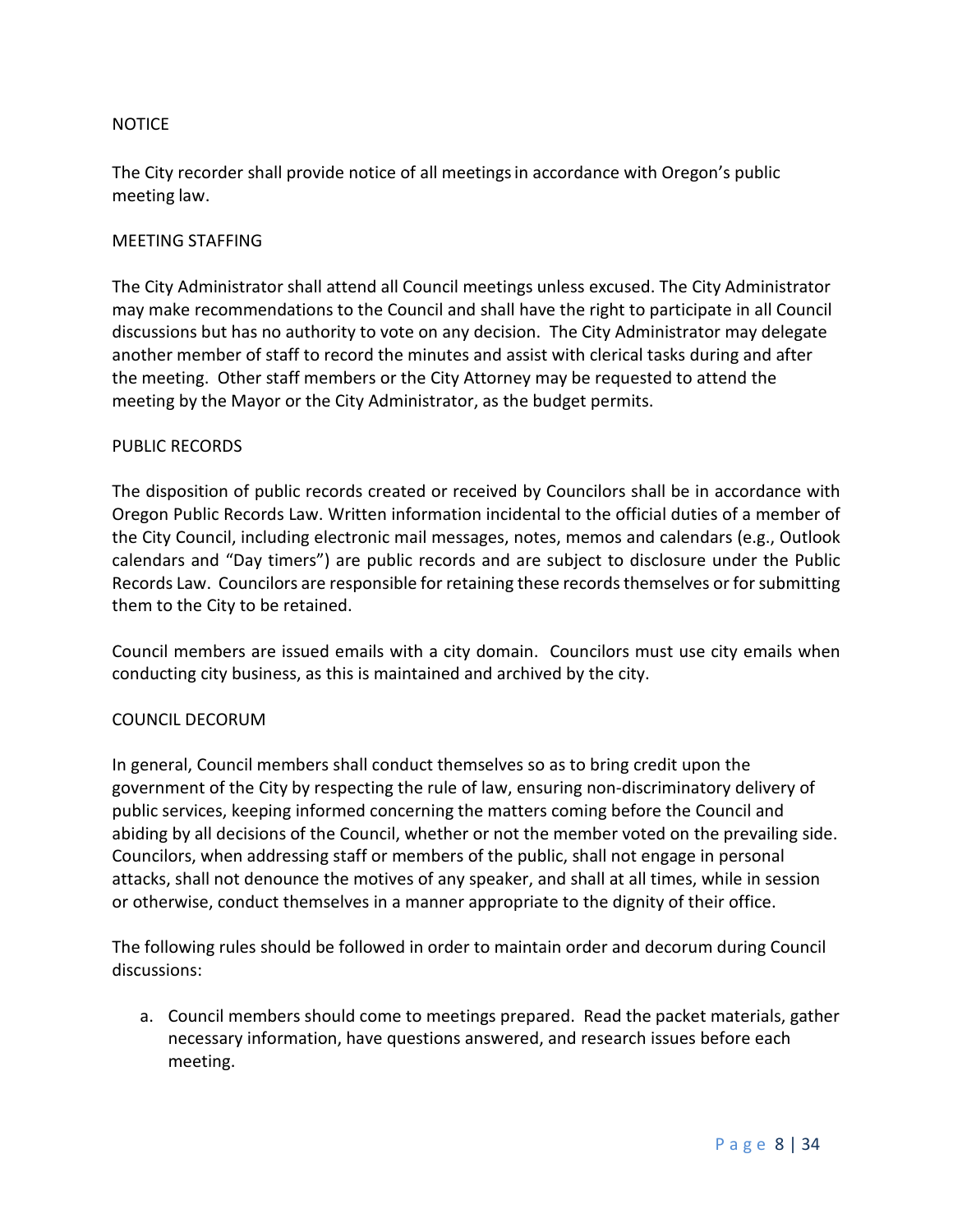## NOTICE

The City recorder shall provide notice of all meetings in accordance with Oregon's public meeting law.

## MEETING STAFFING

The City Administrator shall attend all Council meetings unless excused. The City Administrator may make recommendations to the Council and shall have the right to participate in all Council discussions but has no authority to vote on any decision. The City Administrator may delegate another member of staff to record the minutes and assist with clerical tasks during and after the meeting. Other staff members or the City Attorney may be requested to attend the meeting by the Mayor or the City Administrator, as the budget permits.

## PUBLIC RECORDS

The disposition of public records created or received by Councilors shall be in accordance with Oregon Public Records Law. Written information incidental to the official duties of a member of the City Council, including electronic mail messages, notes, memos and calendars (e.g., Outlook calendars and "Day timers") are public records and are subject to disclosure under the Public Records Law. Councilors are responsible for retaining these records themselves or for submitting them to the City to be retained.

Council members are issued emails with a city domain. Councilors must use city emails when conducting city business, as this is maintained and archived by the city.

## COUNCIL DECORUM

In general, Council members shall conduct themselves so as to bring credit upon the government of the City by respecting the rule of law, ensuring non-discriminatory delivery of public services, keeping informed concerning the matters coming before the Council and abiding by all decisions of the Council, whether or not the member voted on the prevailing side. Councilors, when addressing staff or members of the public, shall not engage in personal attacks, shall not denounce the motives of any speaker, and shall at all times, while in session or otherwise, conduct themselves in a manner appropriate to the dignity of their office.

The following rules should be followed in order to maintain order and decorum during Council discussions:

a. Council members should come to meetings prepared. Read the packet materials, gather necessary information, have questions answered, and research issues before each meeting.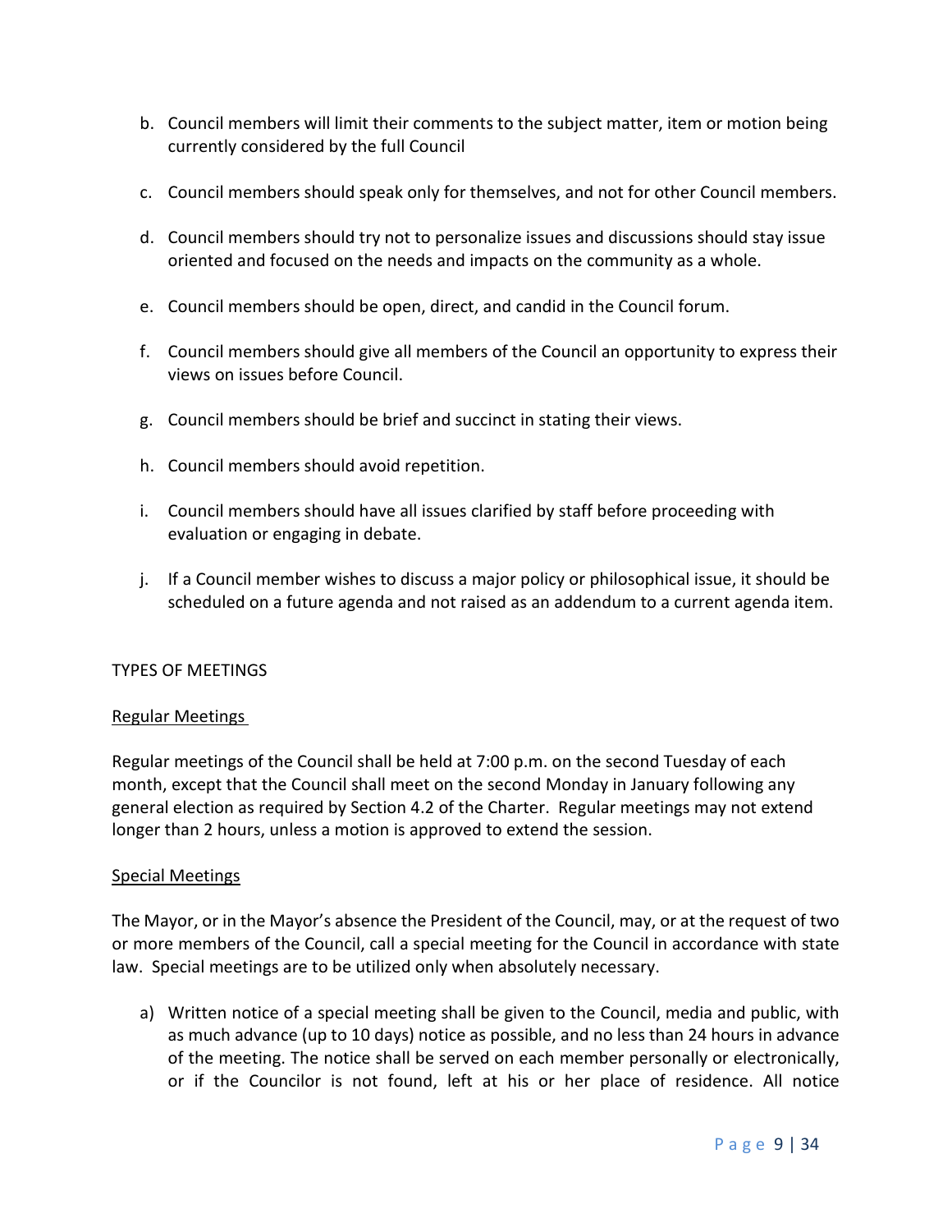b. Council members will limit their comments to the subject matter, item or motion being currently considered by the full Council

c. Council members should speak only for themselves, and not for other Council members.

d. Council members should try not to personalize issues and discussions should stay issue oriented and focused on the needs and impacts on the community as a whole.

e. Council members should be open, direct, and candid in the Council forum.

f. Council members should give all members of the Council an opportunity to express their views on issues before Council.

g. Council members should be brief and succinct in stating their views.

h. Council members should avoid repetition.

i. Council members should have all issues clarified by staff before proceeding with evaluation or engaging in debate.

j. If a Council member wishes to discuss a major policy or philosophical issue, it should be scheduled on a future agenda and not raised as an addendum to a current agenda item.

## TYPES OF MEETINGS

### Regular Meetings

Regular meetings of the Council shall be held at 7:00 p.m. on the second Tuesday of each month, except that the Council shall meet on the second Monday in January following any general election as required by Section 4.2 of the Charter. Regular meetings may not extend longer than 2 hours, unless a motion is approved to extend the session.

### Special Meetings

The Mayor, or in the Mayor's absence the President of the Council, may, or at the request of two or more members of the Council, call a special meeting for the Council in accordance with state law. Special meetings are to be utilized only when absolutely necessary.

a) Written notice of a special meeting shall be given to the Council, media and public, with as much advance (up to 10 days) notice as possible, and no less than 24 hours in advance of the meeting. The notice shall be served on each member personally or electronically, or if the Councilor is not found, left at his or her place of residence. All notice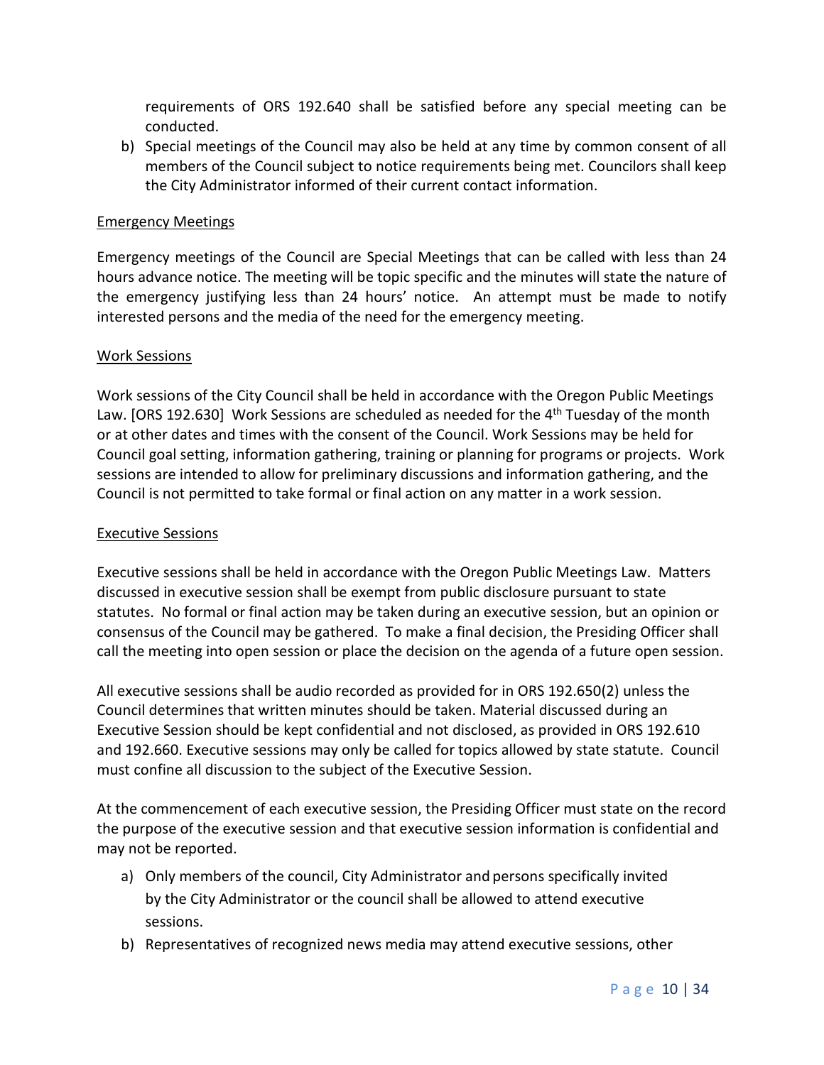requirements of ORS 192.640 shall be satisfied before any special meeting can be conducted.

b) Special meetings of the Council may also be held at any time by common consent of all members of the Council subject to notice requirements being met. Councilors shall keep the City Administrator informed of their current contact information.

Emergency Meetings

Emergency meetings of the Council are Special Meetings that can be called with less than 24 hours advance notice. The meeting will be topic specific and the minutes will state the nature of the emergency justifying less than 24 hours' notice. An attempt must be made to notify interested persons and the media of the need for the emergency meeting.

Work Sessions

Work sessions of the City Council shall be held in accordance with the Oregon Public Meetings Law. [ORS 192.630] Work Sessions are scheduled as needed for the 4th Tuesday of the month or at other dates and times with the consent of the Council. Work Sessions may be held for Council goal setting, information gathering, training or planning for programs or projects. Work sessions are intended to allow for preliminary discussions and information gathering, and the Council is not permitted to take formal or final action on any matter in a work session.

Executive Sessions

Executive sessions shall be held in accordance with the Oregon Public Meetings Law. Matters discussed in executive session shall be exempt from public disclosure pursuant to state statutes. No formal or final action may be taken during an executive session, but an opinion or consensus of the Council may be gathered. To make a final decision, the Presiding Officer shall call the meeting into open session or place the decision on the agenda of a future open session.

All executive sessions shall be audio recorded as provided for in ORS 192.650(2) unless the Council determines that written minutes should be taken. Material discussed during an Executive Session should be kept confidential and not disclosed, as provided in ORS 192.610 and 192.660. Executive sessions may only be called for topics allowed by state statute. Council must confine all discussion to the subject of the Executive Session.

At the commencement of each executive session, the Presiding Officer must state on the record the purpose of the executive session and that executive session information is confidential and may not be reported.

a) Only members of the council, City Administrator and persons specifically invited by the City Administrator or the council shall be allowed to attend executive sessions.
b) Representatives of recognized news media may attend executive sessions, other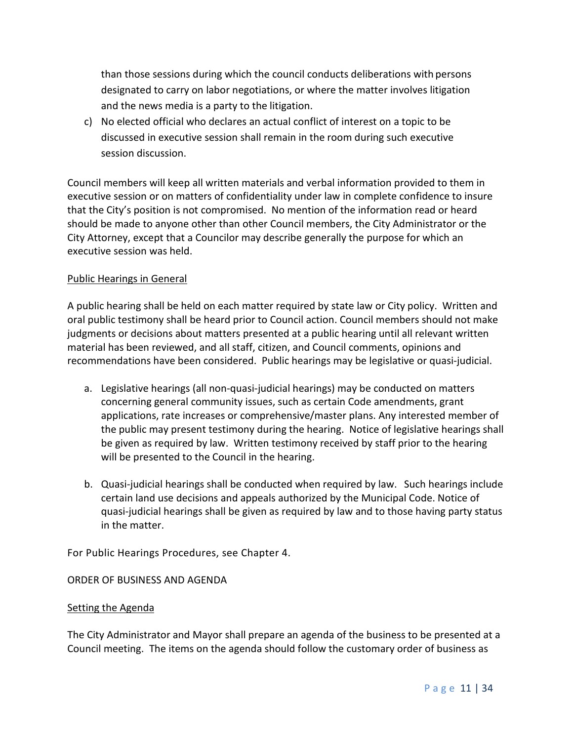than those sessions during which the council conducts deliberations with persons designated to carry on labor negotiations, or where the matter involves litigation and the news media is a party to the litigation.

c) No elected official who declares an actual conflict of interest on a topic to be discussed in executive session shall remain in the room during such executive session discussion.

Council members will keep all written materials and verbal information provided to them in executive session or on matters of confidentiality under law in complete confidence to insure that the City's position is not compromised. No mention of the information read or heard should be made to anyone other than other Council members, the City Administrator or the City Attorney, except that a Councilor may describe generally the purpose for which an executive session was held.

<u>Public Hearings in General</u>

A public hearing shall be held on each matter required by state law or City policy. Written and oral public testimony shall be heard prior to Council action. Council members should not make judgments or decisions about matters presented at a public hearing until all relevant written material has been reviewed, and all staff, citizen, and Council comments, opinions and recommendations have been considered. Public hearings may be legislative or quasi-judicial.

a. Legislative hearings (all non-quasi-judicial hearings) may be conducted on matters concerning general community issues, such as certain Code amendments, grant applications, rate increases or comprehensive/master plans. Any interested member of the public may present testimony during the hearing. Notice of legislative hearings shall be given as required by law. Written testimony received by staff prior to the hearing will be presented to the Council in the hearing.

b. Quasi-judicial hearings shall be conducted when required by law. Such hearings include certain land use decisions and appeals authorized by the Municipal Code. Notice of quasi-judicial hearings shall be given as required by law and to those having party status in the matter.

For Public Hearings Procedures, see Chapter 4.

ORDER OF BUSINESS AND AGENDA

<u>Setting the Agenda</u>

The City Administrator and Mayor shall prepare an agenda of the business to be presented at a Council meeting. The items on the agenda should follow the customary order of business as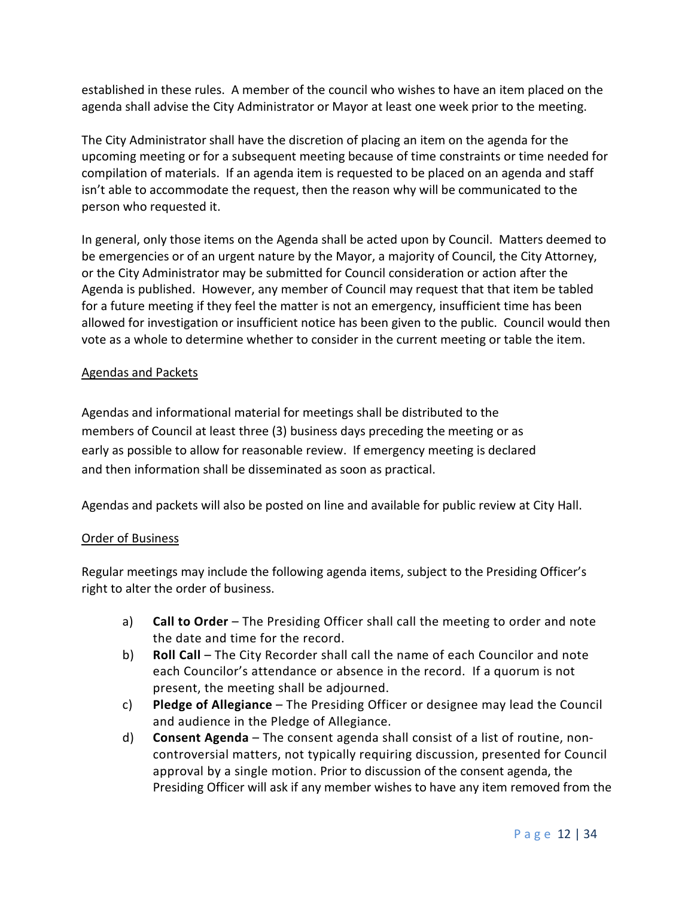established in these rules. A member of the council who wishes to have an item placed on the agenda shall advise the City Administrator or Mayor at least one week prior to the meeting.

The City Administrator shall have the discretion of placing an item on the agenda for the upcoming meeting or for a subsequent meeting because of time constraints or time needed for compilation of materials. If an agenda item is requested to be placed on an agenda and staff isn't able to accommodate the request, then the reason why will be communicated to the person who requested it.

In general, only those items on the Agenda shall be acted upon by Council. Matters deemed to be emergencies or of an urgent nature by the Mayor, a majority of Council, the City Attorney, or the City Administrator may be submitted for Council consideration or action after the Agenda is published. However, any member of Council may request that that item be tabled for a future meeting if they feel the matter is not an emergency, insufficient time has been allowed for investigation or insufficient notice has been given to the public. Council would then vote as a whole to determine whether to consider in the current meeting or table the item.

Agendas and Packets

Agendas and informational material for meetings shall be distributed to the members of Council at least three (3) business days preceding the meeting or as early as possible to allow for reasonable review. If emergency meeting is declared and then information shall be disseminated as soon as practical.

Agendas and packets will also be posted on line and available for public review at City Hall.

Order of Business

Regular meetings may include the following agenda items, subject to the Presiding Officer's right to alter the order of business.

a) **Call to Order** – The Presiding Officer shall call the meeting to order and note the date and time for the record.
b) **Roll Call** – The City Recorder shall call the name of each Councilor and note each Councilor's attendance or absence in the record. If a quorum is not present, the meeting shall be adjourned.
c) **Pledge of Allegiance** – The Presiding Officer or designee may lead the Council and audience in the Pledge of Allegiance.
d) **Consent Agenda** – The consent agenda shall consist of a list of routine, non-controversial matters, not typically requiring discussion, presented for Council approval by a single motion. Prior to discussion of the consent agenda, the Presiding Officer will ask if any member wishes to have any item removed from the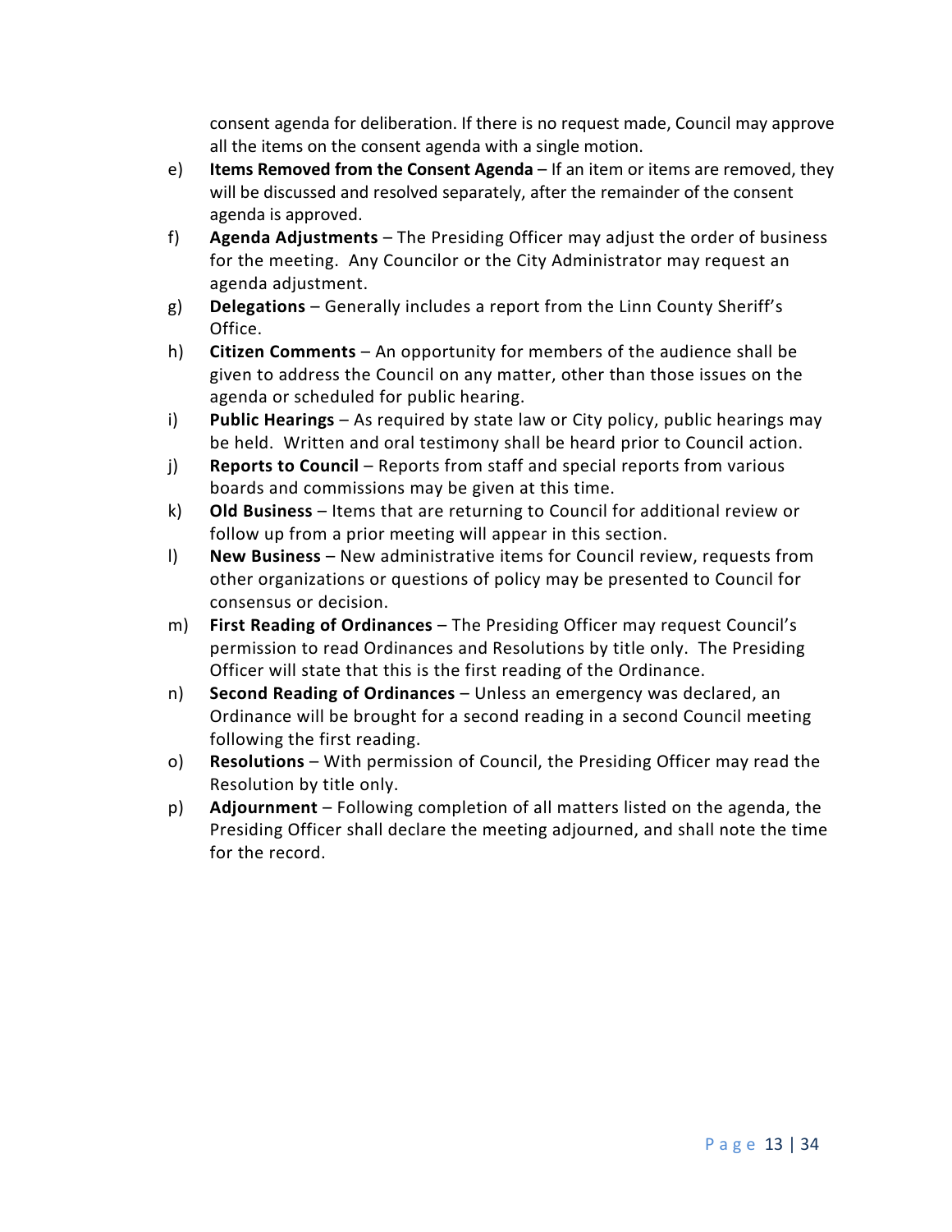consent agenda for deliberation. If there is no request made, Council may approve all the items on the consent agenda with a single motion.

e) **Items Removed from the Consent Agenda** – If an item or items are removed, they will be discussed and resolved separately, after the remainder of the consent agenda is approved.

f) **Agenda Adjustments** – The Presiding Officer may adjust the order of business for the meeting. Any Councilor or the City Administrator may request an agenda adjustment.

g) **Delegations** – Generally includes a report from the Linn County Sheriff's Office.

h) **Citizen Comments** – An opportunity for members of the audience shall be given to address the Council on any matter, other than those issues on the agenda or scheduled for public hearing.

i) **Public Hearings** – As required by state law or City policy, public hearings may be held. Written and oral testimony shall be heard prior to Council action.

j) **Reports to Council** – Reports from staff and special reports from various boards and commissions may be given at this time.

k) **Old Business** – Items that are returning to Council for additional review or follow up from a prior meeting will appear in this section.

l) **New Business** – New administrative items for Council review, requests from other organizations or questions of policy may be presented to Council for consensus or decision.

m) **First Reading of Ordinances** – The Presiding Officer may request Council's permission to read Ordinances and Resolutions by title only. The Presiding Officer will state that this is the first reading of the Ordinance.

n) **Second Reading of Ordinances** – Unless an emergency was declared, an Ordinance will be brought for a second reading in a second Council meeting following the first reading.

o) **Resolutions** – With permission of Council, the Presiding Officer may read the Resolution by title only.

p) **Adjournment** – Following completion of all matters listed on the agenda, the Presiding Officer shall declare the meeting adjourned, and shall note the time for the record.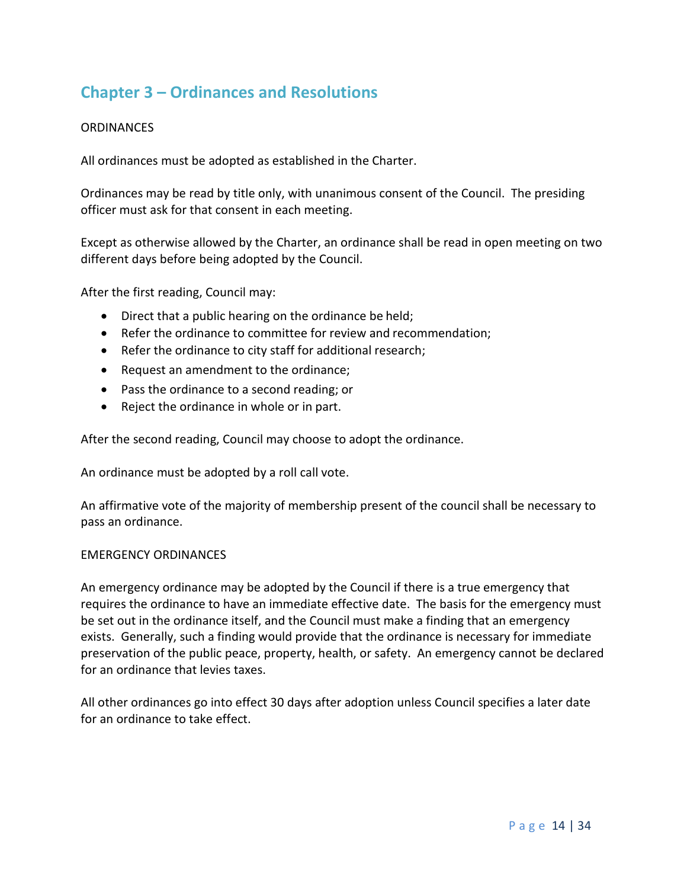# Chapter 3 – Ordinances and Resolutions

ORDINANCES

All ordinances must be adopted as established in the Charter.

Ordinances may be read by title only, with unanimous consent of the Council. The presiding officer must ask for that consent in each meeting.

Except as otherwise allowed by the Charter, an ordinance shall be read in open meeting on two different days before being adopted by the Council.

After the first reading, Council may:

- Direct that a public hearing on the ordinance be held;
- Refer the ordinance to committee for review and recommendation;
- Refer the ordinance to city staff for additional research;
- Request an amendment to the ordinance;
- Pass the ordinance to a second reading; or
- Reject the ordinance in whole or in part.

After the second reading, Council may choose to adopt the ordinance.

An ordinance must be adopted by a roll call vote.

An affirmative vote of the majority of membership present of the council shall be necessary to pass an ordinance.

EMERGENCY ORDINANCES

An emergency ordinance may be adopted by the Council if there is a true emergency that requires the ordinance to have an immediate effective date. The basis for the emergency must be set out in the ordinance itself, and the Council must make a finding that an emergency exists. Generally, such a finding would provide that the ordinance is necessary for immediate preservation of the public peace, property, health, or safety. An emergency cannot be declared for an ordinance that levies taxes.

All other ordinances go into effect 30 days after adoption unless Council specifies a later date for an ordinance to take effect.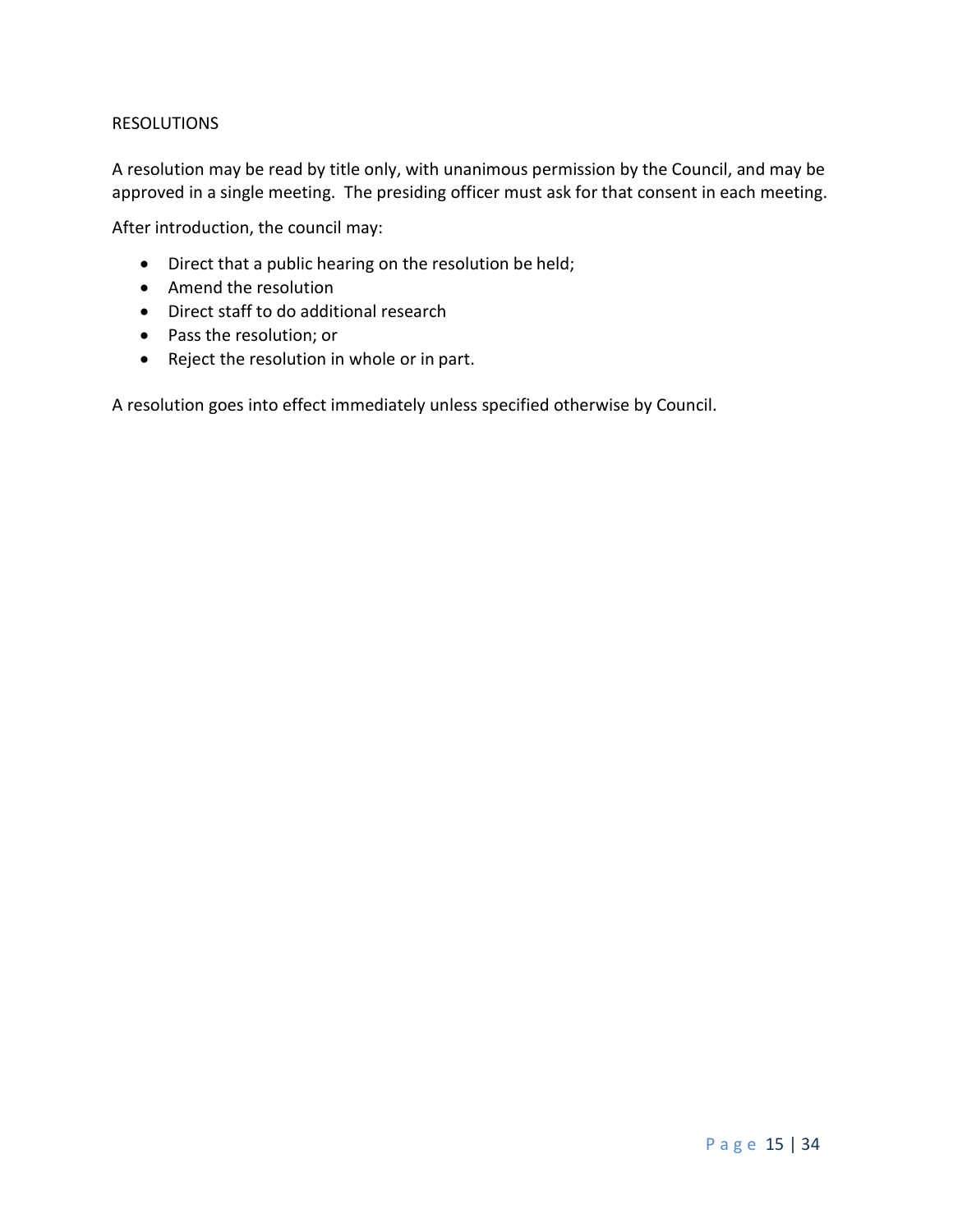## RESOLUTIONS

A resolution may be read by title only, with unanimous permission by the Council, and may be approved in a single meeting. The presiding officer must ask for that consent in each meeting.

After introduction, the council may:

- Direct that a public hearing on the resolution be held;
- Amend the resolution
- Direct staff to do additional research
- Pass the resolution; or
- Reject the resolution in whole or in part.

A resolution goes into effect immediately unless specified otherwise by Council.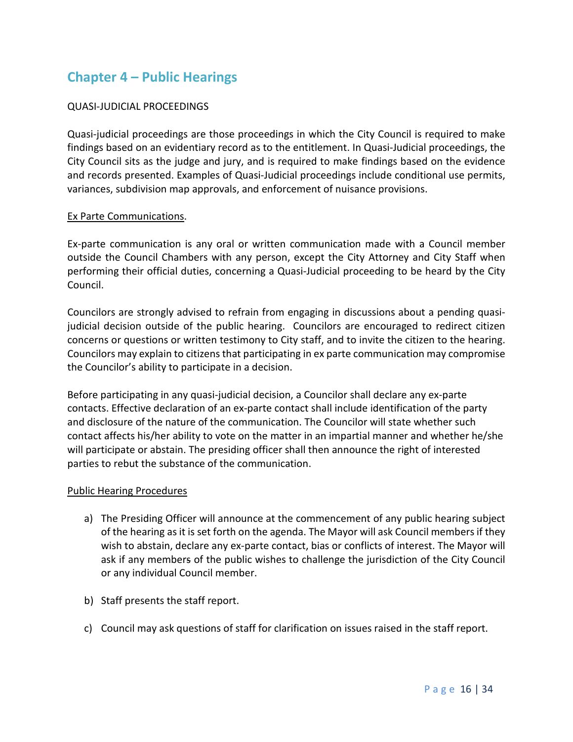## Chapter 4 – Public Hearings

QUASI-JUDICIAL PROCEEDINGS

Quasi-judicial proceedings are those proceedings in which the City Council is required to make findings based on an evidentiary record as to the entitlement. In Quasi-Judicial proceedings, the City Council sits as the judge and jury, and is required to make findings based on the evidence and records presented. Examples of Quasi-Judicial proceedings include conditional use permits, variances, subdivision map approvals, and enforcement of nuisance provisions.

Ex Parte Communications.

Ex-parte communication is any oral or written communication made with a Council member outside the Council Chambers with any person, except the City Attorney and City Staff when performing their official duties, concerning a Quasi-Judicial proceeding to be heard by the City Council.

Councilors are strongly advised to refrain from engaging in discussions about a pending quasi-judicial decision outside of the public hearing. Councilors are encouraged to redirect citizen concerns or questions or written testimony to City staff, and to invite the citizen to the hearing. Councilors may explain to citizens that participating in ex parte communication may compromise the Councilor's ability to participate in a decision.

Before participating in any quasi-judicial decision, a Councilor shall declare any ex-parte contacts. Effective declaration of an ex-parte contact shall include identification of the party and disclosure of the nature of the communication. The Councilor will state whether such contact affects his/her ability to vote on the matter in an impartial manner and whether he/she will participate or abstain. The presiding officer shall then announce the right of interested parties to rebut the substance of the communication.

Public Hearing Procedures

a) The Presiding Officer will announce at the commencement of any public hearing subject of the hearing as it is set forth on the agenda. The Mayor will ask Council members if they wish to abstain, declare any ex-parte contact, bias or conflicts of interest. The Mayor will ask if any members of the public wishes to challenge the jurisdiction of the City Council or any individual Council member.

b) Staff presents the staff report.

c) Council may ask questions of staff for clarification on issues raised in the staff report.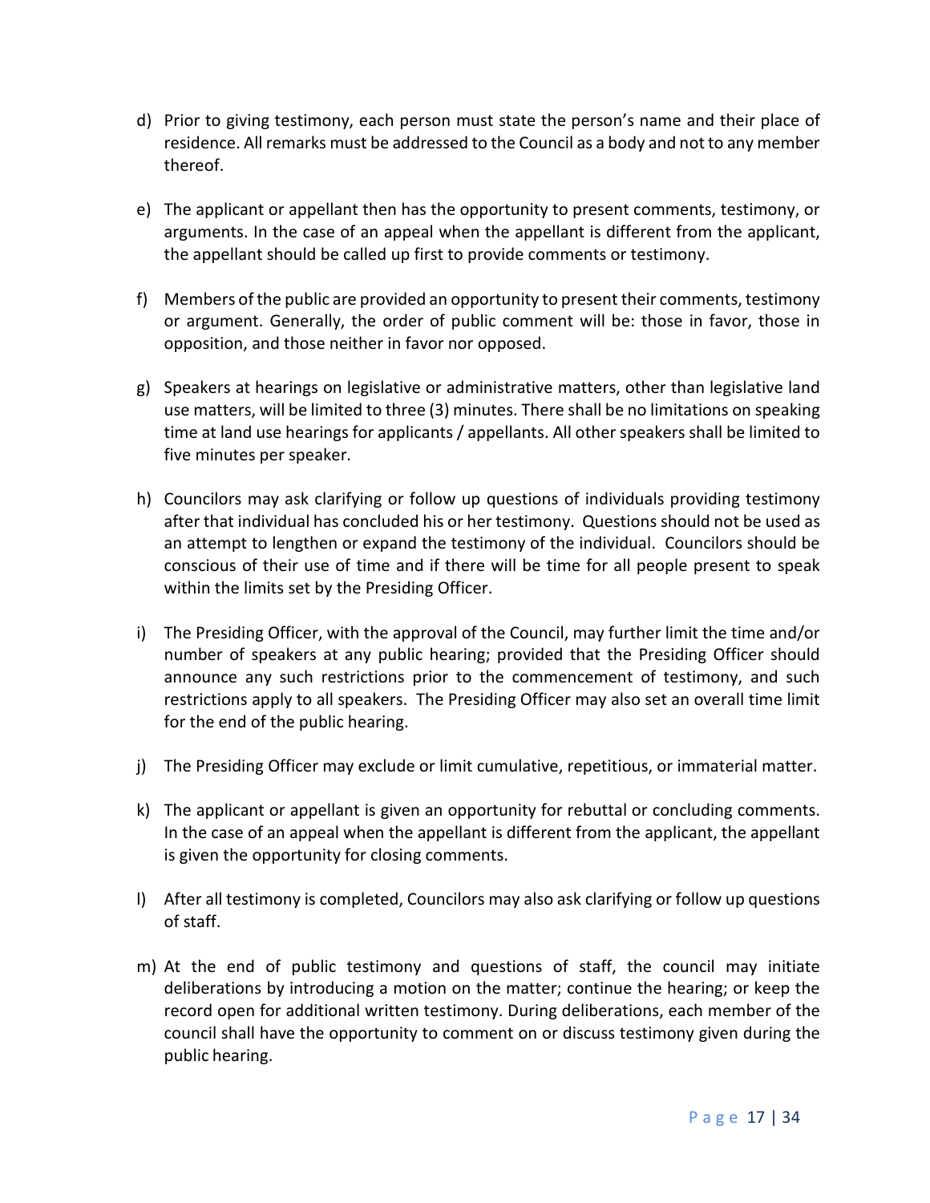d) Prior to giving testimony, each person must state the person's name and their place of residence. All remarks must be addressed to the Council as a body and not to any member thereof.

e) The applicant or appellant then has the opportunity to present comments, testimony, or arguments. In the case of an appeal when the appellant is different from the applicant, the appellant should be called up first to provide comments or testimony.

f) Members of the public are provided an opportunity to present their comments, testimony or argument. Generally, the order of public comment will be: those in favor, those in opposition, and those neither in favor nor opposed.

g) Speakers at hearings on legislative or administrative matters, other than legislative land use matters, will be limited to three (3) minutes. There shall be no limitations on speaking time at land use hearings for applicants / appellants. All other speakers shall be limited to five minutes per speaker.

h) Councilors may ask clarifying or follow up questions of individuals providing testimony after that individual has concluded his or her testimony. Questions should not be used as an attempt to lengthen or expand the testimony of the individual. Councilors should be conscious of their use of time and if there will be time for all people present to speak within the limits set by the Presiding Officer.

i) The Presiding Officer, with the approval of the Council, may further limit the time and/or number of speakers at any public hearing; provided that the Presiding Officer should announce any such restrictions prior to the commencement of testimony, and such restrictions apply to all speakers. The Presiding Officer may also set an overall time limit for the end of the public hearing.

j) The Presiding Officer may exclude or limit cumulative, repetitious, or immaterial matter.

k) The applicant or appellant is given an opportunity for rebuttal or concluding comments. In the case of an appeal when the appellant is different from the applicant, the appellant is given the opportunity for closing comments.

l) After all testimony is completed, Councilors may also ask clarifying or follow up questions of staff.

m) At the end of public testimony and questions of staff, the council may initiate deliberations by introducing a motion on the matter; continue the hearing; or keep the record open for additional written testimony. During deliberations, each member of the council shall have the opportunity to comment on or discuss testimony given during the public hearing.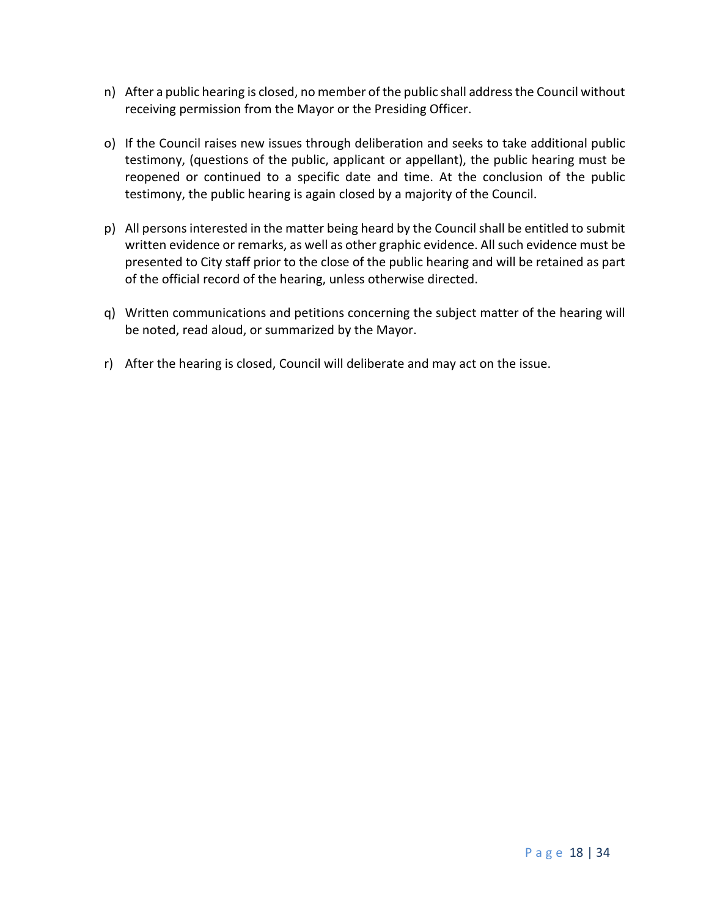n) After a public hearing is closed, no member of the public shall address the Council without receiving permission from the Mayor or the Presiding Officer.

o) If the Council raises new issues through deliberation and seeks to take additional public testimony, (questions of the public, applicant or appellant), the public hearing must be reopened or continued to a specific date and time. At the conclusion of the public testimony, the public hearing is again closed by a majority of the Council.

p) All persons interested in the matter being heard by the Council shall be entitled to submit written evidence or remarks, as well as other graphic evidence. All such evidence must be presented to City staff prior to the close of the public hearing and will be retained as part of the official record of the hearing, unless otherwise directed.

q) Written communications and petitions concerning the subject matter of the hearing will be noted, read aloud, or summarized by the Mayor.

r) After the hearing is closed, Council will deliberate and may act on the issue.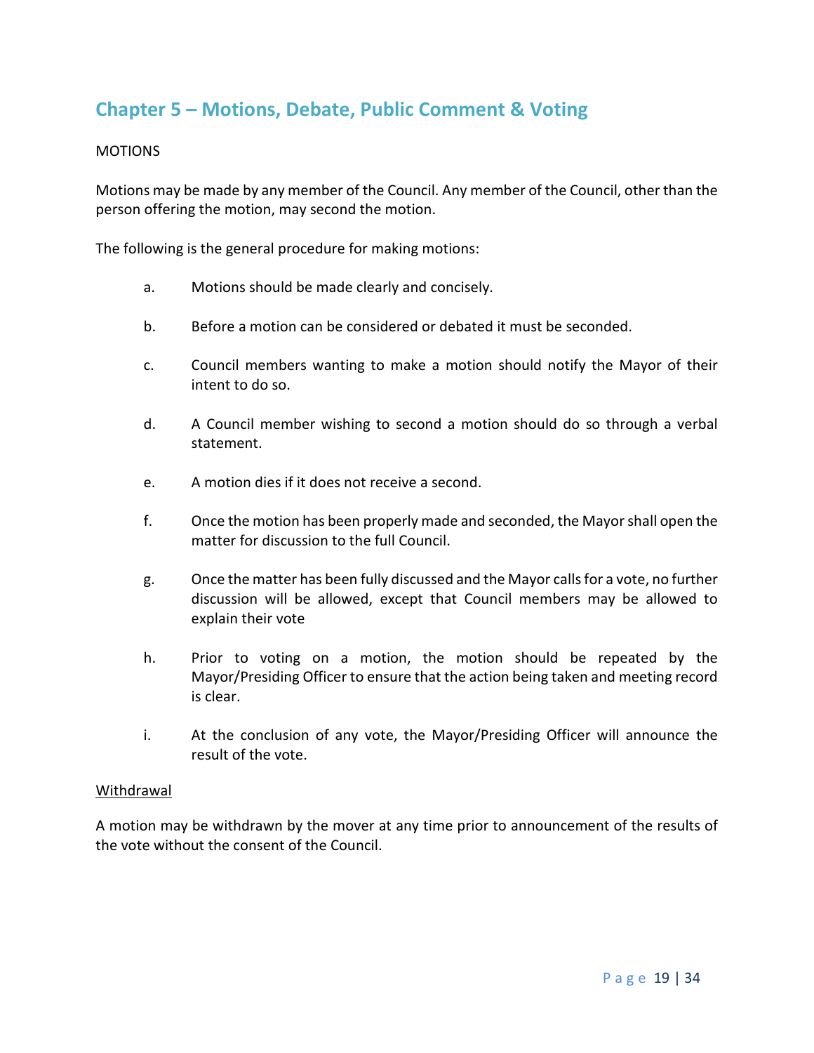## Chapter 5 – Motions, Debate, Public Comment & Voting

MOTIONS

Motions may be made by any member of the Council. Any member of the Council, other than the person offering the motion, may second the motion.

The following is the general procedure for making motions:

a. Motions should be made clearly and concisely.

b. Before a motion can be considered or debated it must be seconded.

c. Council members wanting to make a motion should notify the Mayor of their intent to do so.

d. A Council member wishing to second a motion should do so through a verbal statement.

e. A motion dies if it does not receive a second.

f. Once the motion has been properly made and seconded, the Mayor shall open the matter for discussion to the full Council.

g. Once the matter has been fully discussed and the Mayor calls for a vote, no further discussion will be allowed, except that Council members may be allowed to explain their vote

h. Prior to voting on a motion, the motion should be repeated by the Mayor/Presiding Officer to ensure that the action being taken and meeting record is clear.

i. At the conclusion of any vote, the Mayor/Presiding Officer will announce the result of the vote.

<u>Withdrawal</u>

A motion may be withdrawn by the mover at any time prior to announcement of the results of the vote without the consent of the Council.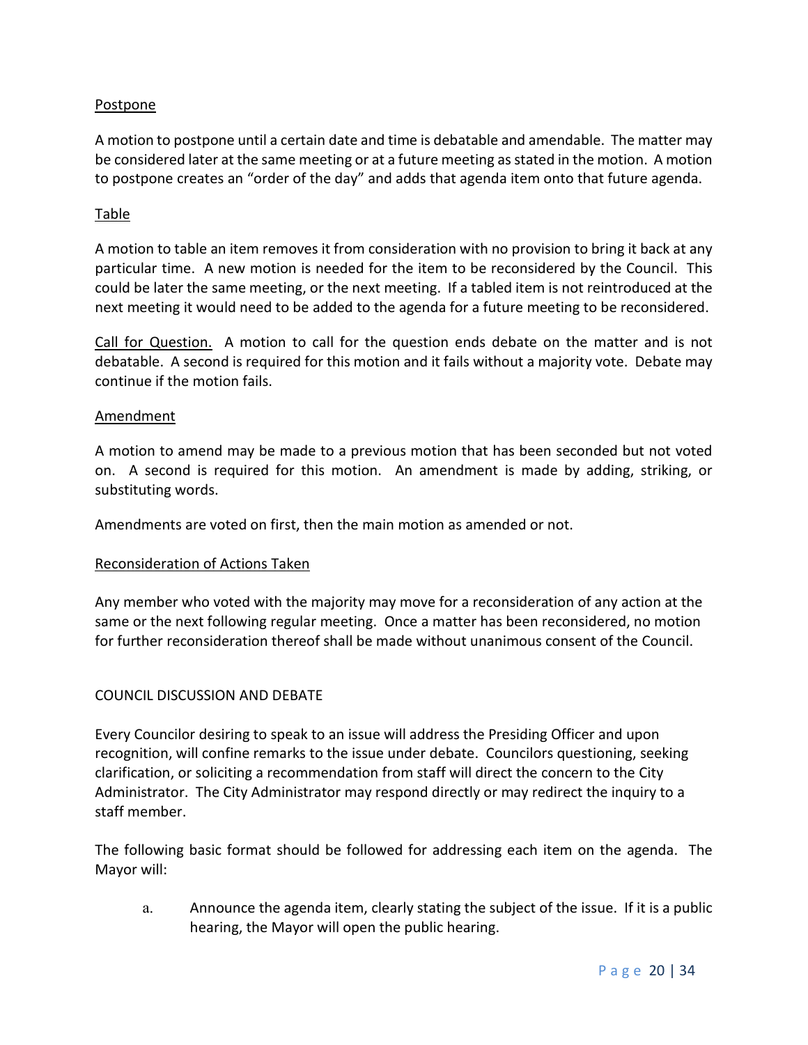<u>Postpone</u>

A motion to postpone until a certain date and time is debatable and amendable. The matter may be considered later at the same meeting or at a future meeting as stated in the motion. A motion to postpone creates an "order of the day" and adds that agenda item onto that future agenda.

<u>Table</u>

A motion to table an item removes it from consideration with no provision to bring it back at any particular time. A new motion is needed for the item to be reconsidered by the Council. This could be later the same meeting, or the next meeting. If a tabled item is not reintroduced at the next meeting it would need to be added to the agenda for a future meeting to be reconsidered.

<u>Call for Question.</u> A motion to call for the question ends debate on the matter and is not debatable. A second is required for this motion and it fails without a majority vote. Debate may continue if the motion fails.

<u>Amendment</u>

A motion to amend may be made to a previous motion that has been seconded but not voted on. A second is required for this motion. An amendment is made by adding, striking, or substituting words.

Amendments are voted on first, then the main motion as amended or not.

<u>Reconsideration of Actions Taken</u>

Any member who voted with the majority may move for a reconsideration of any action at the same or the next following regular meeting. Once a matter has been reconsidered, no motion for further reconsideration thereof shall be made without unanimous consent of the Council.

## COUNCIL DISCUSSION AND DEBATE

Every Councilor desiring to speak to an issue will address the Presiding Officer and upon recognition, will confine remarks to the issue under debate. Councilors questioning, seeking clarification, or soliciting a recommendation from staff will direct the concern to the City Administrator. The City Administrator may respond directly or may redirect the inquiry to a staff member.

The following basic format should be followed for addressing each item on the agenda. The Mayor will:

a. Announce the agenda item, clearly stating the subject of the issue. If it is a public hearing, the Mayor will open the public hearing.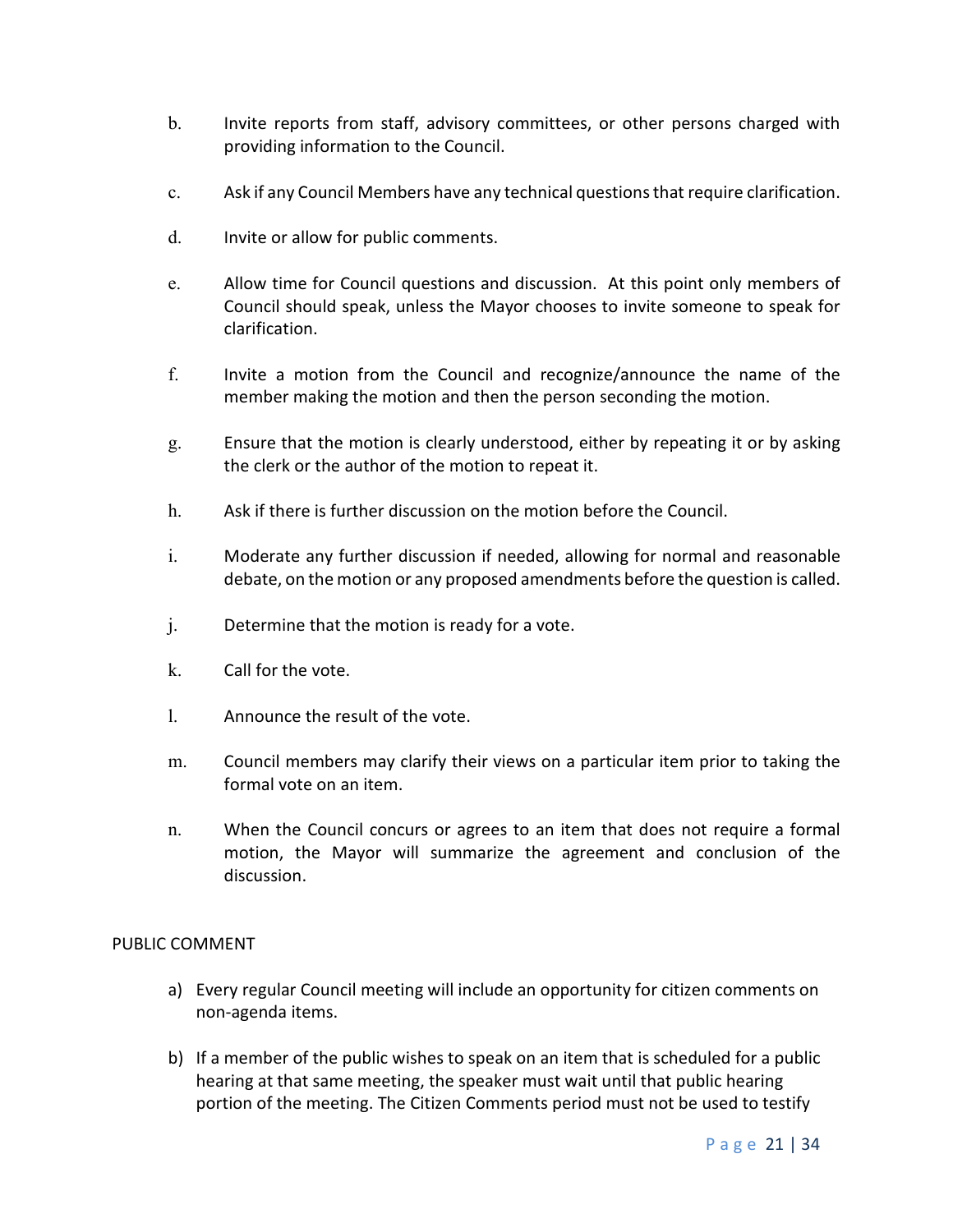b. Invite reports from staff, advisory committees, or other persons charged with providing information to the Council.

c. Ask if any Council Members have any technical questions that require clarification.

d. Invite or allow for public comments.

e. Allow time for Council questions and discussion. At this point only members of Council should speak, unless the Mayor chooses to invite someone to speak for clarification.

f. Invite a motion from the Council and recognize/announce the name of the member making the motion and then the person seconding the motion.

g. Ensure that the motion is clearly understood, either by repeating it or by asking the clerk or the author of the motion to repeat it.

h. Ask if there is further discussion on the motion before the Council.

i. Moderate any further discussion if needed, allowing for normal and reasonable debate, on the motion or any proposed amendments before the question is called.

j. Determine that the motion is ready for a vote.

k. Call for the vote.

l. Announce the result of the vote.

m. Council members may clarify their views on a particular item prior to taking the formal vote on an item.

n. When the Council concurs or agrees to an item that does not require a formal motion, the Mayor will summarize the agreement and conclusion of the discussion.

PUBLIC COMMENT

a) Every regular Council meeting will include an opportunity for citizen comments on non-agenda items.

b) If a member of the public wishes to speak on an item that is scheduled for a public hearing at that same meeting, the speaker must wait until that public hearing portion of the meeting. The Citizen Comments period must not be used to testify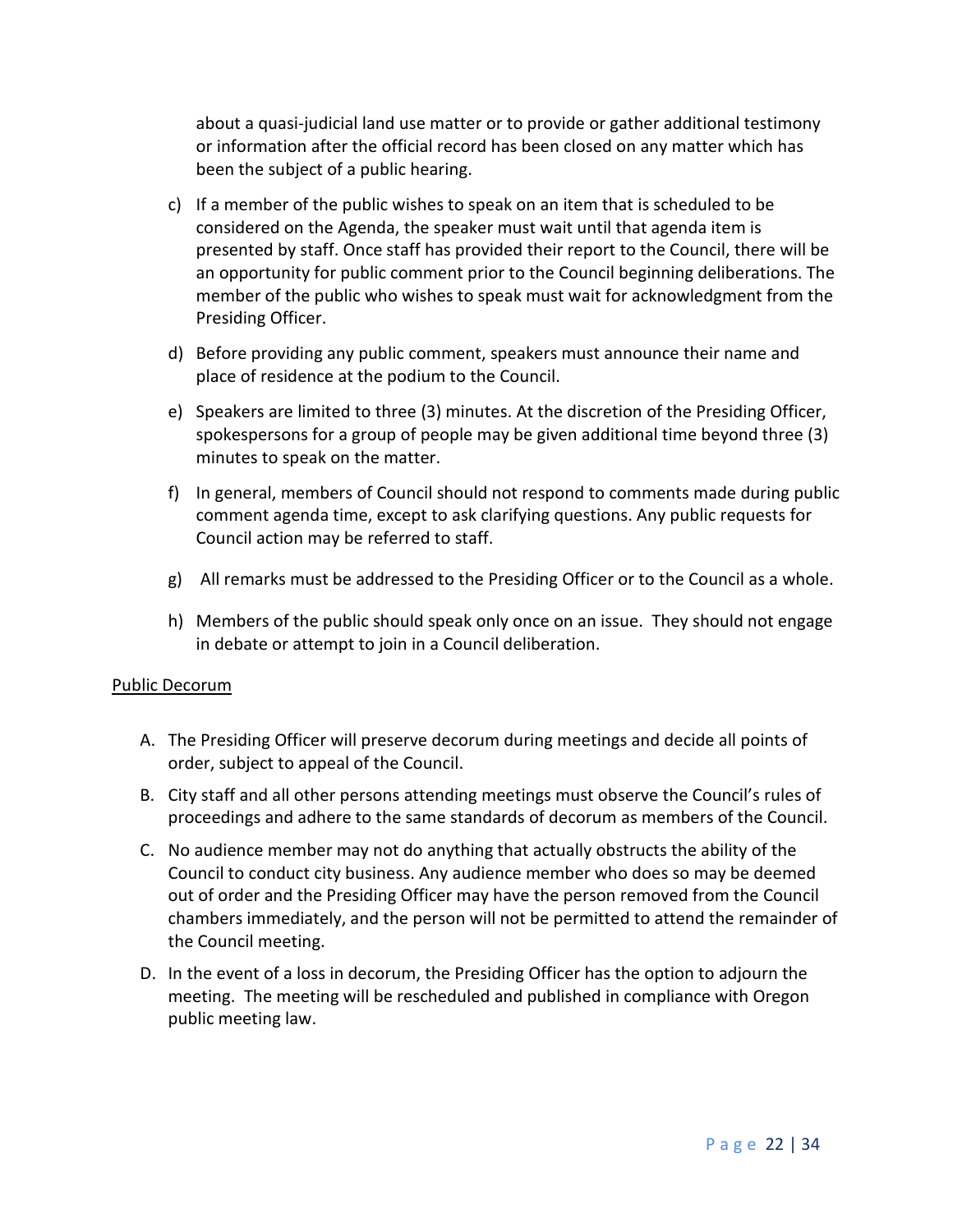about a quasi-judicial land use matter or to provide or gather additional testimony or information after the official record has been closed on any matter which has been the subject of a public hearing.

c) If a member of the public wishes to speak on an item that is scheduled to be considered on the Agenda, the speaker must wait until that agenda item is presented by staff. Once staff has provided their report to the Council, there will be an opportunity for public comment prior to the Council beginning deliberations. The member of the public who wishes to speak must wait for acknowledgment from the Presiding Officer.

d) Before providing any public comment, speakers must announce their name and place of residence at the podium to the Council.

e) Speakers are limited to three (3) minutes. At the discretion of the Presiding Officer, spokespersons for a group of people may be given additional time beyond three (3) minutes to speak on the matter.

f) In general, members of Council should not respond to comments made during public comment agenda time, except to ask clarifying questions. Any public requests for Council action may be referred to staff.

g) All remarks must be addressed to the Presiding Officer or to the Council as a whole.

h) Members of the public should speak only once on an issue. They should not engage in debate or attempt to join in a Council deliberation.

Public Decorum

A. The Presiding Officer will preserve decorum during meetings and decide all points of order, subject to appeal of the Council.

B. City staff and all other persons attending meetings must observe the Council's rules of proceedings and adhere to the same standards of decorum as members of the Council.

C. No audience member may not do anything that actually obstructs the ability of the Council to conduct city business. Any audience member who does so may be deemed out of order and the Presiding Officer may have the person removed from the Council chambers immediately, and the person will not be permitted to attend the remainder of the Council meeting.

D. In the event of a loss in decorum, the Presiding Officer has the option to adjourn the meeting. The meeting will be rescheduled and published in compliance with Oregon public meeting law.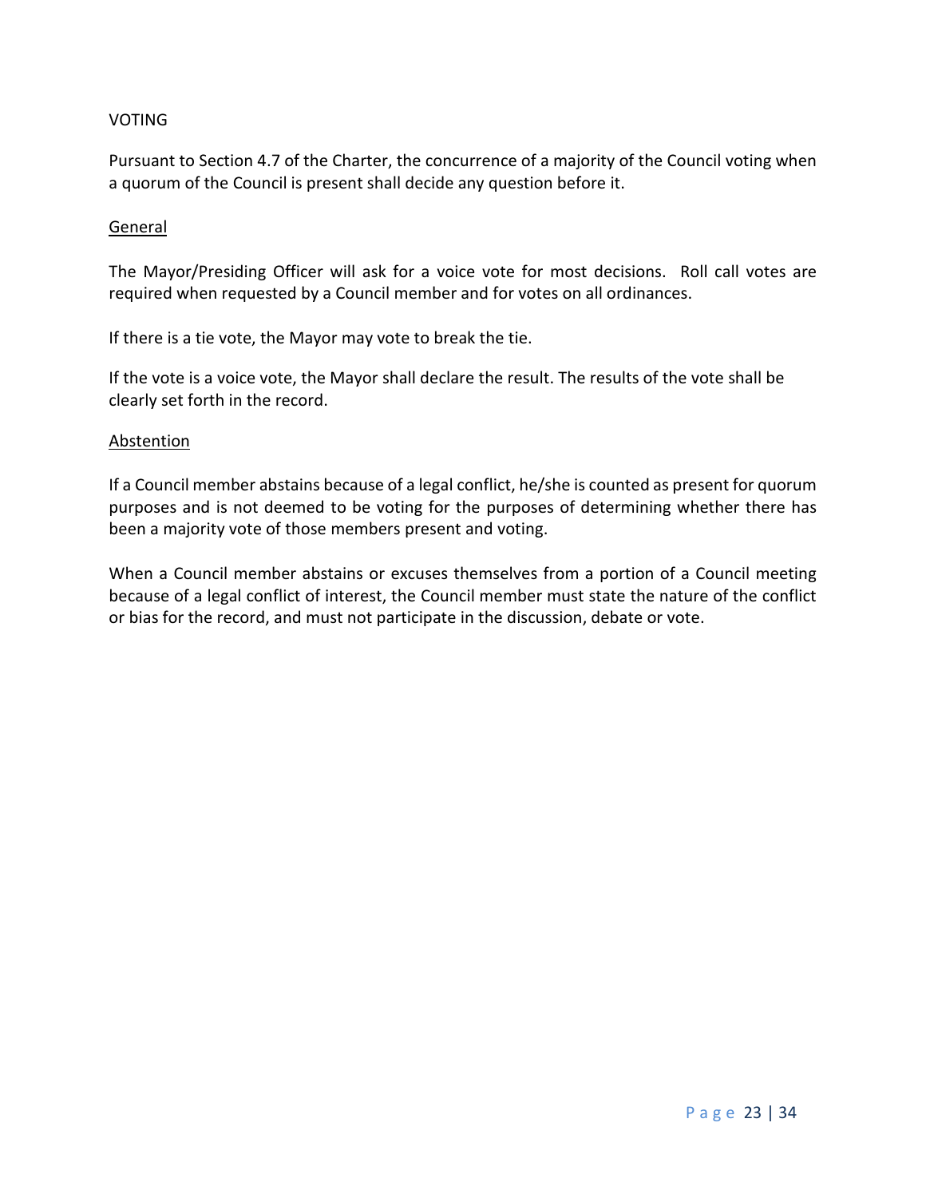## VOTING

Pursuant to Section 4.7 of the Charter, the concurrence of a majority of the Council voting when a quorum of the Council is present shall decide any question before it.

### General

The Mayor/Presiding Officer will ask for a voice vote for most decisions. Roll call votes are required when requested by a Council member and for votes on all ordinances.

If there is a tie vote, the Mayor may vote to break the tie.

If the vote is a voice vote, the Mayor shall declare the result. The results of the vote shall be clearly set forth in the record.

### Abstention

If a Council member abstains because of a legal conflict, he/she is counted as present for quorum purposes and is not deemed to be voting for the purposes of determining whether there has been a majority vote of those members present and voting.

When a Council member abstains or excuses themselves from a portion of a Council meeting because of a legal conflict of interest, the Council member must state the nature of the conflict or bias for the record, and must not participate in the discussion, debate or vote.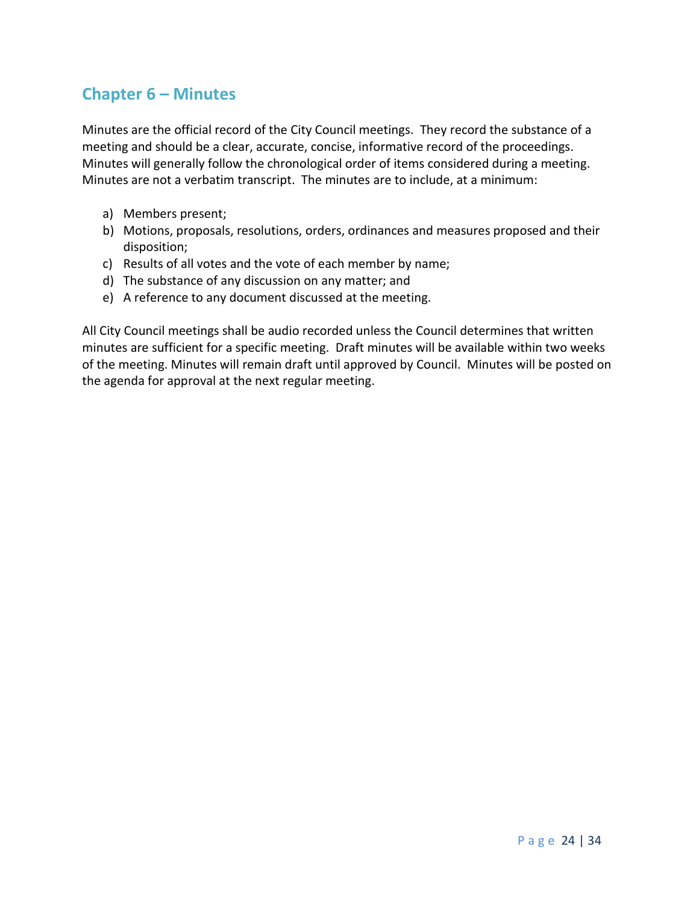## Chapter 6 – Minutes

Minutes are the official record of the City Council meetings. They record the substance of a meeting and should be a clear, accurate, concise, informative record of the proceedings. Minutes will generally follow the chronological order of items considered during a meeting. Minutes are not a verbatim transcript. The minutes are to include, at a minimum:

a) Members present;
b) Motions, proposals, resolutions, orders, ordinances and measures proposed and their disposition;
c) Results of all votes and the vote of each member by name;
d) The substance of any discussion on any matter; and
e) A reference to any document discussed at the meeting.

All City Council meetings shall be audio recorded unless the Council determines that written minutes are sufficient for a specific meeting. Draft minutes will be available within two weeks of the meeting. Minutes will remain draft until approved by Council. Minutes will be posted on the agenda for approval at the next regular meeting.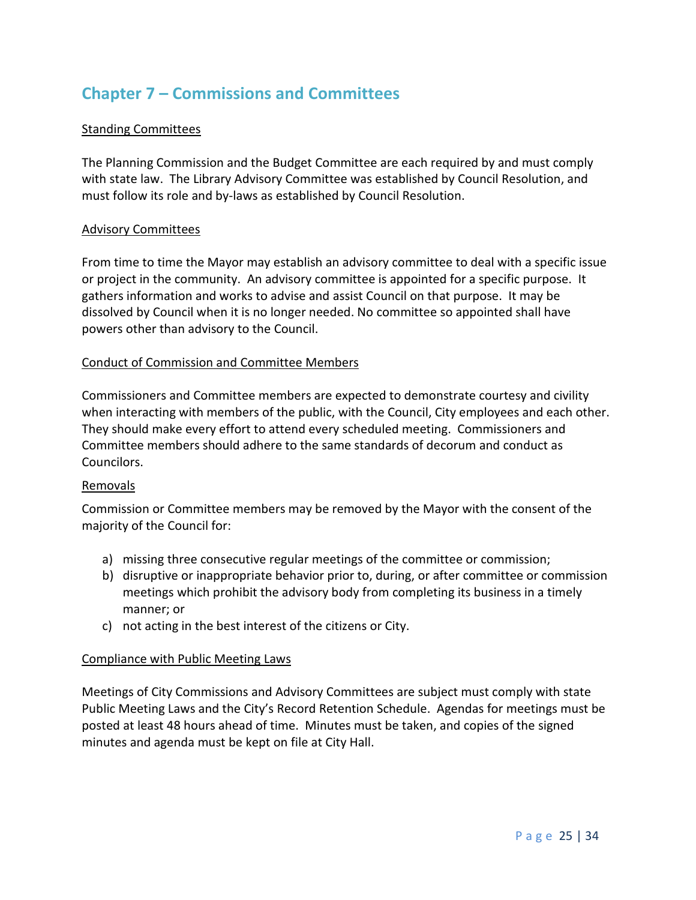## Chapter 7 – Commissions and Committees

### Standing Committees

The Planning Commission and the Budget Committee are each required by and must comply with state law. The Library Advisory Committee was established by Council Resolution, and must follow its role and by-laws as established by Council Resolution.

### Advisory Committees

From time to time the Mayor may establish an advisory committee to deal with a specific issue or project in the community. An advisory committee is appointed for a specific purpose. It gathers information and works to advise and assist Council on that purpose. It may be dissolved by Council when it is no longer needed. No committee so appointed shall have powers other than advisory to the Council.

### Conduct of Commission and Committee Members

Commissioners and Committee members are expected to demonstrate courtesy and civility when interacting with members of the public, with the Council, City employees and each other. They should make every effort to attend every scheduled meeting. Commissioners and Committee members should adhere to the same standards of decorum and conduct as Councilors.

### Removals

Commission or Committee members may be removed by the Mayor with the consent of the majority of the Council for:

a) missing three consecutive regular meetings of the committee or commission;
b) disruptive or inappropriate behavior prior to, during, or after committee or commission meetings which prohibit the advisory body from completing its business in a timely manner; or
c) not acting in the best interest of the citizens or City.

### Compliance with Public Meeting Laws

Meetings of City Commissions and Advisory Committees are subject must comply with state Public Meeting Laws and the City's Record Retention Schedule. Agendas for meetings must be posted at least 48 hours ahead of time. Minutes must be taken, and copies of the signed minutes and agenda must be kept on file at City Hall.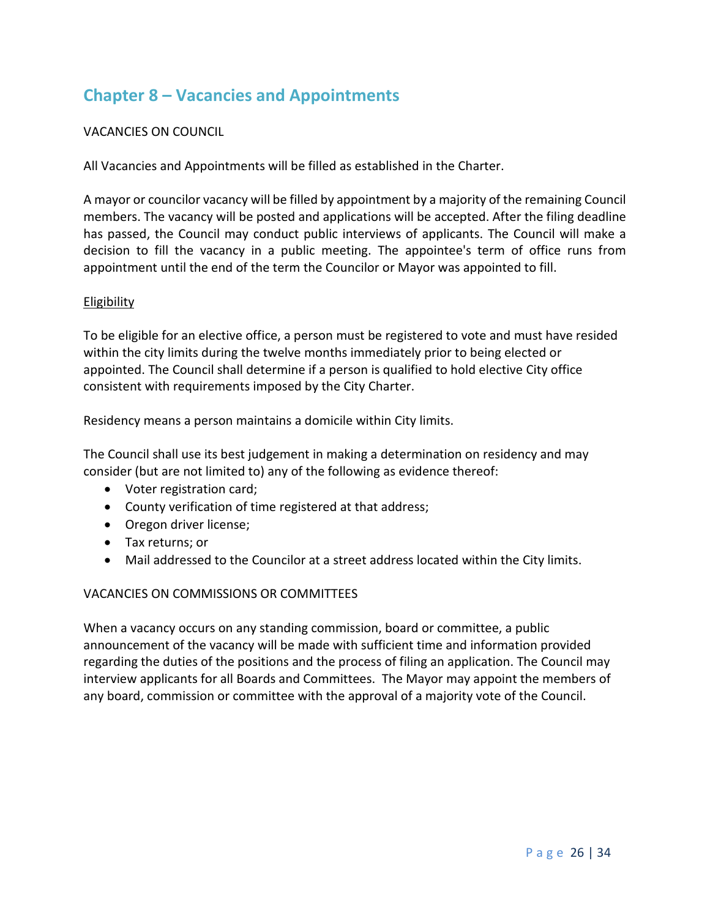## Chapter 8 – Vacancies and Appointments

VACANCIES ON COUNCIL

All Vacancies and Appointments will be filled as established in the Charter.

A mayor or councilor vacancy will be filled by appointment by a majority of the remaining Council members. The vacancy will be posted and applications will be accepted. After the filing deadline has passed, the Council may conduct public interviews of applicants. The Council will make a decision to fill the vacancy in a public meeting. The appointee's term of office runs from appointment until the end of the term the Councilor or Mayor was appointed to fill.

<u>Eligibility</u>

To be eligible for an elective office, a person must be registered to vote and must have resided within the city limits during the twelve months immediately prior to being elected or appointed. The Council shall determine if a person is qualified to hold elective City office consistent with requirements imposed by the City Charter.

Residency means a person maintains a domicile within City limits.

The Council shall use its best judgement in making a determination on residency and may consider (but are not limited to) any of the following as evidence thereof:

- Voter registration card;
- County verification of time registered at that address;
- Oregon driver license;
- Tax returns; or
- Mail addressed to the Councilor at a street address located within the City limits.

VACANCIES ON COMMISSIONS OR COMMITTEES

When a vacancy occurs on any standing commission, board or committee, a public announcement of the vacancy will be made with sufficient time and information provided regarding the duties of the positions and the process of filing an application. The Council may interview applicants for all Boards and Committees. The Mayor may appoint the members of any board, commission or committee with the approval of a majority vote of the Council.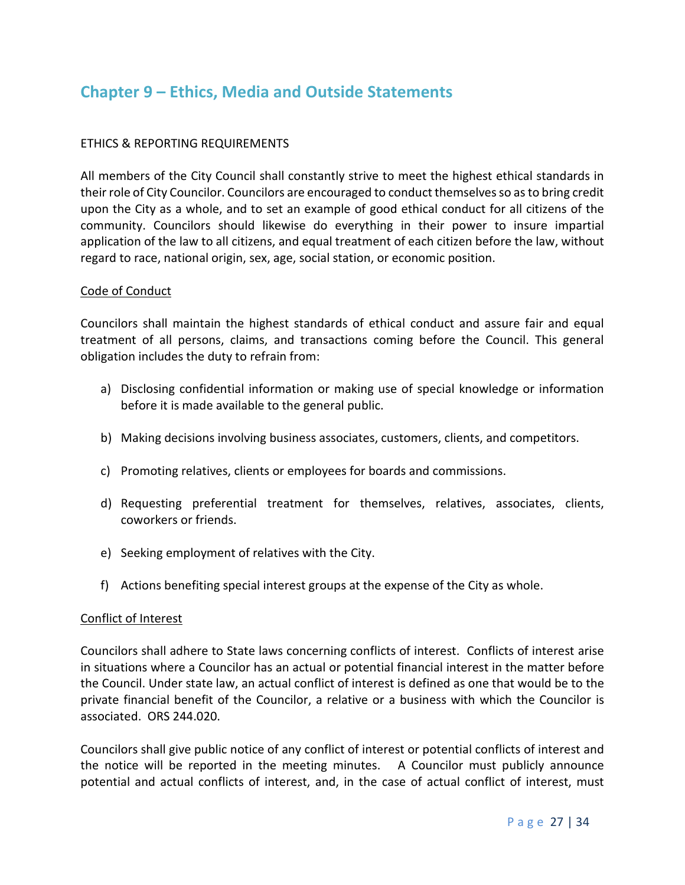## Chapter 9 – Ethics, Media and Outside Statements

ETHICS & REPORTING REQUIREMENTS

All members of the City Council shall constantly strive to meet the highest ethical standards in their role of City Councilor. Councilors are encouraged to conduct themselves so as to bring credit upon the City as a whole, and to set an example of good ethical conduct for all citizens of the community. Councilors should likewise do everything in their power to insure impartial application of the law to all citizens, and equal treatment of each citizen before the law, without regard to race, national origin, sex, age, social station, or economic position.

Code of Conduct

Councilors shall maintain the highest standards of ethical conduct and assure fair and equal treatment of all persons, claims, and transactions coming before the Council. This general obligation includes the duty to refrain from:

a) Disclosing confidential information or making use of special knowledge or information before it is made available to the general public.

b) Making decisions involving business associates, customers, clients, and competitors.

c) Promoting relatives, clients or employees for boards and commissions.

d) Requesting preferential treatment for themselves, relatives, associates, clients, coworkers or friends.

e) Seeking employment of relatives with the City.

f) Actions benefiting special interest groups at the expense of the City as whole.

Conflict of Interest

Councilors shall adhere to State laws concerning conflicts of interest. Conflicts of interest arise in situations where a Councilor has an actual or potential financial interest in the matter before the Council. Under state law, an actual conflict of interest is defined as one that would be to the private financial benefit of the Councilor, a relative or a business with which the Councilor is associated. ORS 244.020.

Councilors shall give public notice of any conflict of interest or potential conflicts of interest and the notice will be reported in the meeting minutes. A Councilor must publicly announce potential and actual conflicts of interest, and, in the case of actual conflict of interest, must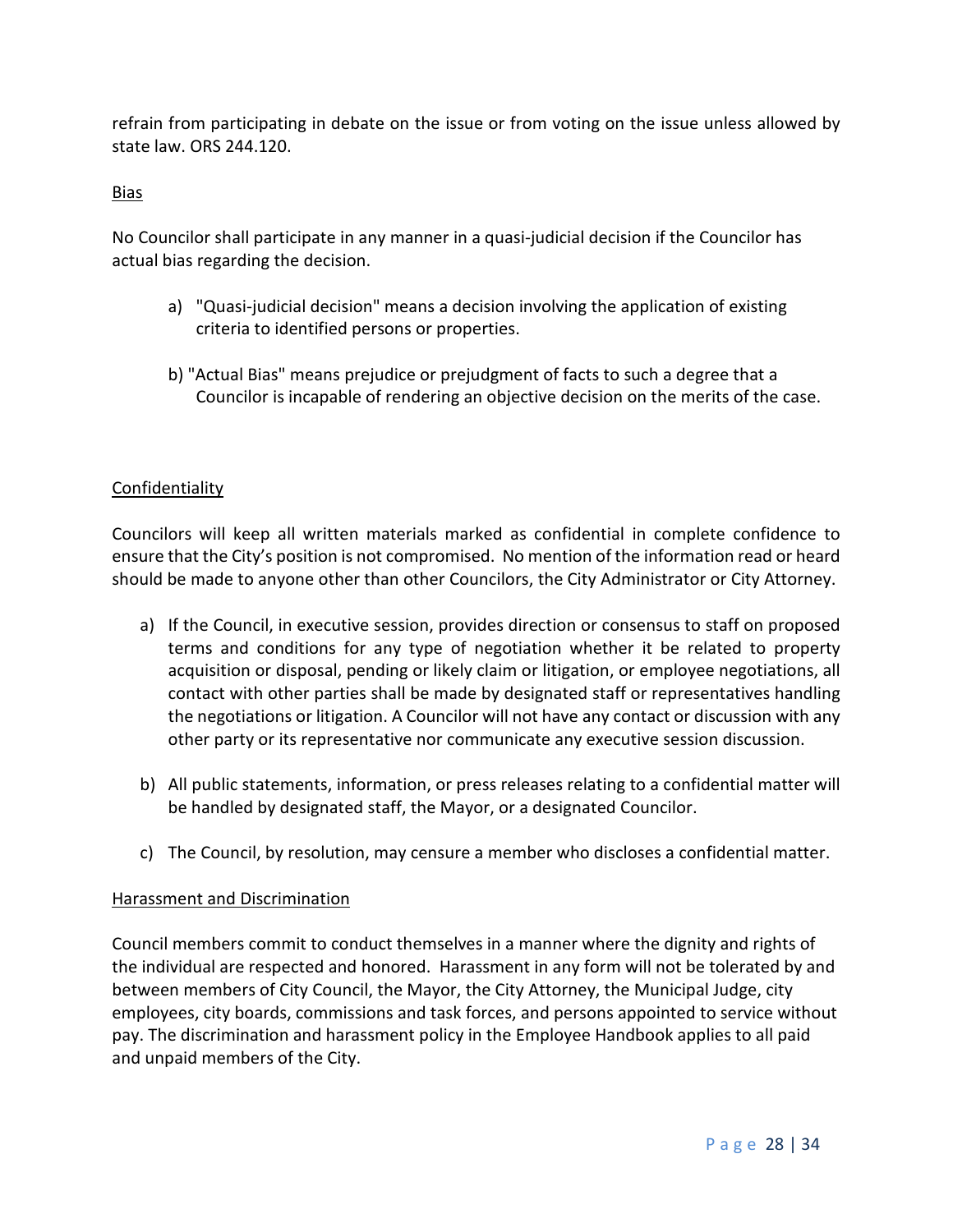refrain from participating in debate on the issue or from voting on the issue unless allowed by state law. ORS 244.120.

<u>Bias</u>

No Councilor shall participate in any manner in a quasi-judicial decision if the Councilor has actual bias regarding the decision.

a) "Quasi-judicial decision" means a decision involving the application of existing criteria to identified persons or properties.

b) "Actual Bias" means prejudice or prejudgment of facts to such a degree that a Councilor is incapable of rendering an objective decision on the merits of the case.

<u>Confidentiality</u>

Councilors will keep all written materials marked as confidential in complete confidence to ensure that the City's position is not compromised. No mention of the information read or heard should be made to anyone other than other Councilors, the City Administrator or City Attorney.

a) If the Council, in executive session, provides direction or consensus to staff on proposed terms and conditions for any type of negotiation whether it be related to property acquisition or disposal, pending or likely claim or litigation, or employee negotiations, all contact with other parties shall be made by designated staff or representatives handling the negotiations or litigation. A Councilor will not have any contact or discussion with any other party or its representative nor communicate any executive session discussion.

b) All public statements, information, or press releases relating to a confidential matter will be handled by designated staff, the Mayor, or a designated Councilor.

c) The Council, by resolution, may censure a member who discloses a confidential matter.

<u>Harassment and Discrimination</u>

Council members commit to conduct themselves in a manner where the dignity and rights of the individual are respected and honored. Harassment in any form will not be tolerated by and between members of City Council, the Mayor, the City Attorney, the Municipal Judge, city employees, city boards, commissions and task forces, and persons appointed to service without pay. The discrimination and harassment policy in the Employee Handbook applies to all paid and unpaid members of the City.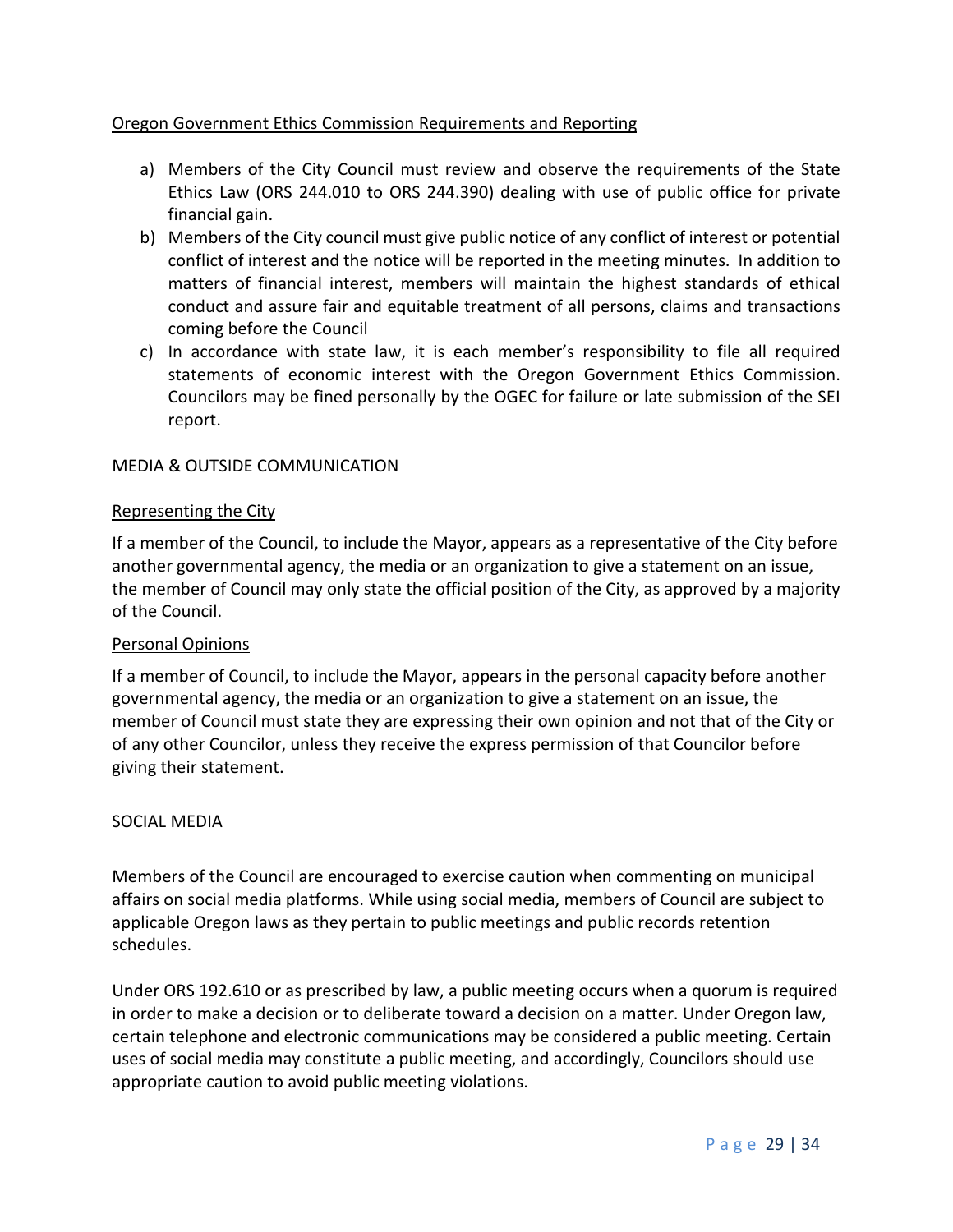Oregon Government Ethics Commission Requirements and Reporting

a) Members of the City Council must review and observe the requirements of the State Ethics Law (ORS 244.010 to ORS 244.390) dealing with use of public office for private financial gain.
b) Members of the City council must give public notice of any conflict of interest or potential conflict of interest and the notice will be reported in the meeting minutes. In addition to matters of financial interest, members will maintain the highest standards of ethical conduct and assure fair and equitable treatment of all persons, claims and transactions coming before the Council
c) In accordance with state law, it is each member's responsibility to file all required statements of economic interest with the Oregon Government Ethics Commission. Councilors may be fined personally by the OGEC for failure or late submission of the SEI report.

## MEDIA & OUTSIDE COMMUNICATION

### Representing the City

If a member of the Council, to include the Mayor, appears as a representative of the City before another governmental agency, the media or an organization to give a statement on an issue, the member of Council may only state the official position of the City, as approved by a majority of the Council.

### Personal Opinions

If a member of Council, to include the Mayor, appears in the personal capacity before another governmental agency, the media or an organization to give a statement on an issue, the member of Council must state they are expressing their own opinion and not that of the City or of any other Councilor, unless they receive the express permission of that Councilor before giving their statement.

## SOCIAL MEDIA

Members of the Council are encouraged to exercise caution when commenting on municipal affairs on social media platforms. While using social media, members of Council are subject to applicable Oregon laws as they pertain to public meetings and public records retention schedules.

Under ORS 192.610 or as prescribed by law, a public meeting occurs when a quorum is required in order to make a decision or to deliberate toward a decision on a matter. Under Oregon law, certain telephone and electronic communications may be considered a public meeting. Certain uses of social media may constitute a public meeting, and accordingly, Councilors should use appropriate caution to avoid public meeting violations.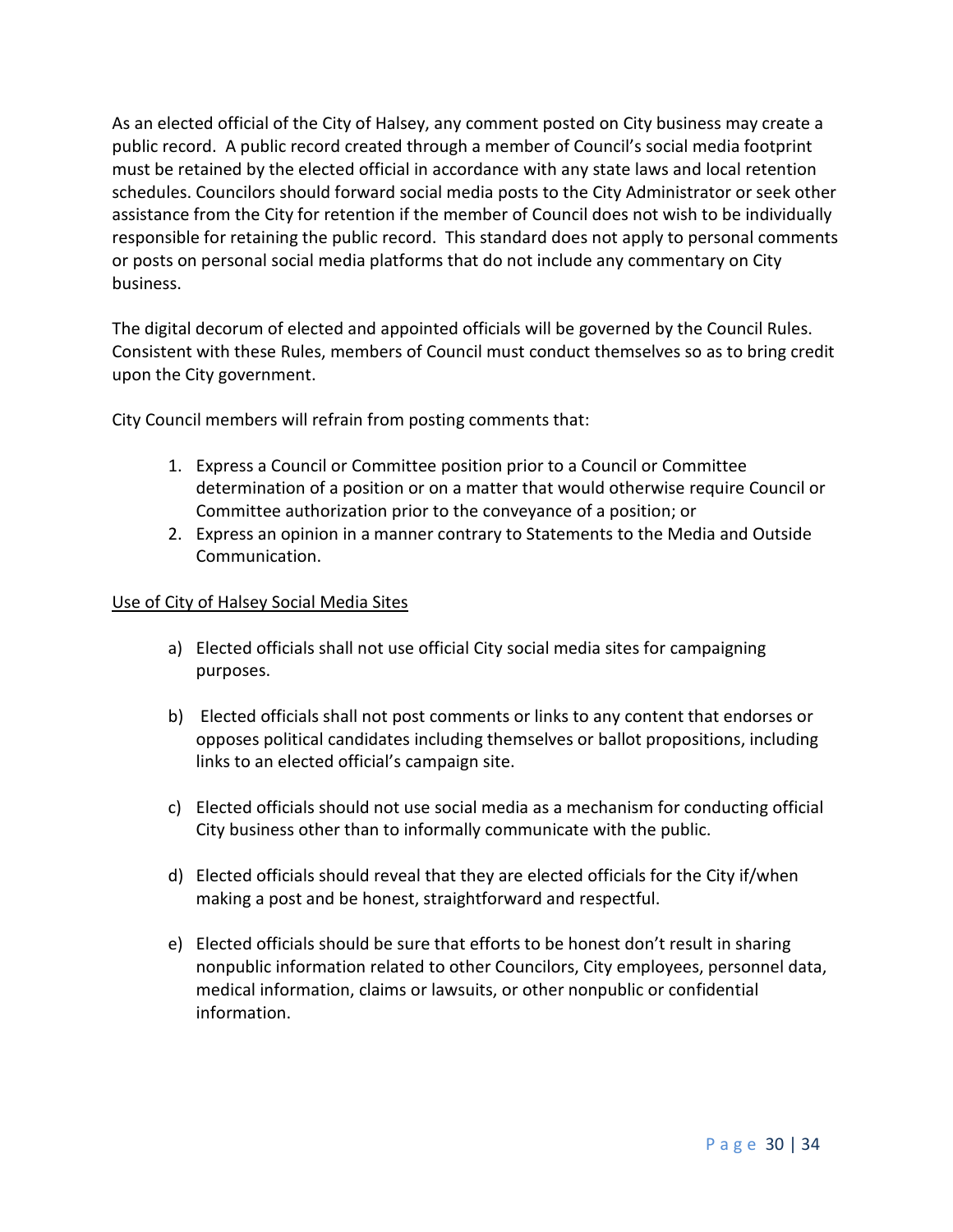As an elected official of the City of Halsey, any comment posted on City business may create a public record. A public record created through a member of Council's social media footprint must be retained by the elected official in accordance with any state laws and local retention schedules. Councilors should forward social media posts to the City Administrator or seek other assistance from the City for retention if the member of Council does not wish to be individually responsible for retaining the public record. This standard does not apply to personal comments or posts on personal social media platforms that do not include any commentary on City business.

The digital decorum of elected and appointed officials will be governed by the Council Rules. Consistent with these Rules, members of Council must conduct themselves so as to bring credit upon the City government.

City Council members will refrain from posting comments that:

1. Express a Council or Committee position prior to a Council or Committee determination of a position or on a matter that would otherwise require Council or Committee authorization prior to the conveyance of a position; or
2. Express an opinion in a manner contrary to Statements to the Media and Outside Communication.

<u>Use of City of Halsey Social Media Sites</u>

a) Elected officials shall not use official City social media sites for campaigning purposes.

b) Elected officials shall not post comments or links to any content that endorses or opposes political candidates including themselves or ballot propositions, including links to an elected official's campaign site.

c) Elected officials should not use social media as a mechanism for conducting official City business other than to informally communicate with the public.

d) Elected officials should reveal that they are elected officials for the City if/when making a post and be honest, straightforward and respectful.

e) Elected officials should be sure that efforts to be honest don't result in sharing nonpublic information related to other Councilors, City employees, personnel data, medical information, claims or lawsuits, or other nonpublic or confidential information.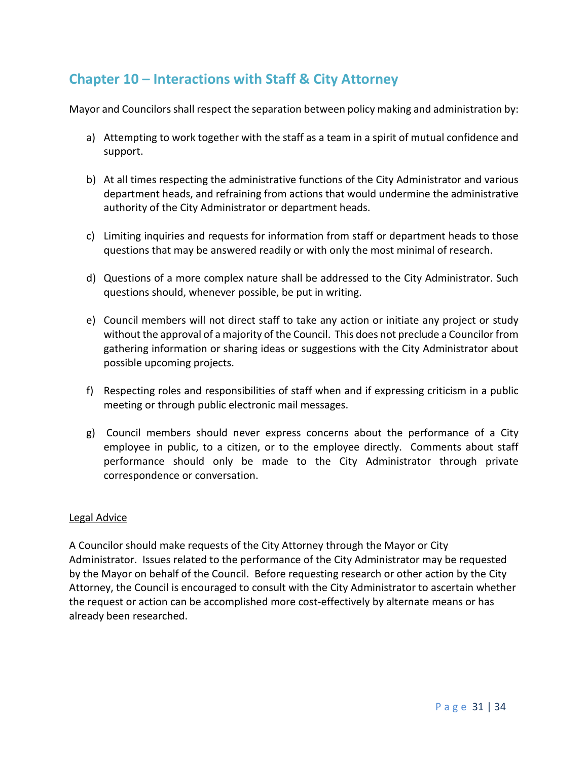## Chapter 10 – Interactions with Staff & City Attorney

Mayor and Councilors shall respect the separation between policy making and administration by:

a) Attempting to work together with the staff as a team in a spirit of mutual confidence and support.

b) At all times respecting the administrative functions of the City Administrator and various department heads, and refraining from actions that would undermine the administrative authority of the City Administrator or department heads.

c) Limiting inquiries and requests for information from staff or department heads to those questions that may be answered readily or with only the most minimal of research.

d) Questions of a more complex nature shall be addressed to the City Administrator. Such questions should, whenever possible, be put in writing.

e) Council members will not direct staff to take any action or initiate any project or study without the approval of a majority of the Council. This does not preclude a Councilor from gathering information or sharing ideas or suggestions with the City Administrator about possible upcoming projects.

f) Respecting roles and responsibilities of staff when and if expressing criticism in a public meeting or through public electronic mail messages.

g) Council members should never express concerns about the performance of a City employee in public, to a citizen, or to the employee directly. Comments about staff performance should only be made to the City Administrator through private correspondence or conversation.

<u>Legal Advice</u>

A Councilor should make requests of the City Attorney through the Mayor or City Administrator. Issues related to the performance of the City Administrator may be requested by the Mayor on behalf of the Council. Before requesting research or other action by the City Attorney, the Council is encouraged to consult with the City Administrator to ascertain whether the request or action can be accomplished more cost-effectively by alternate means or has already been researched.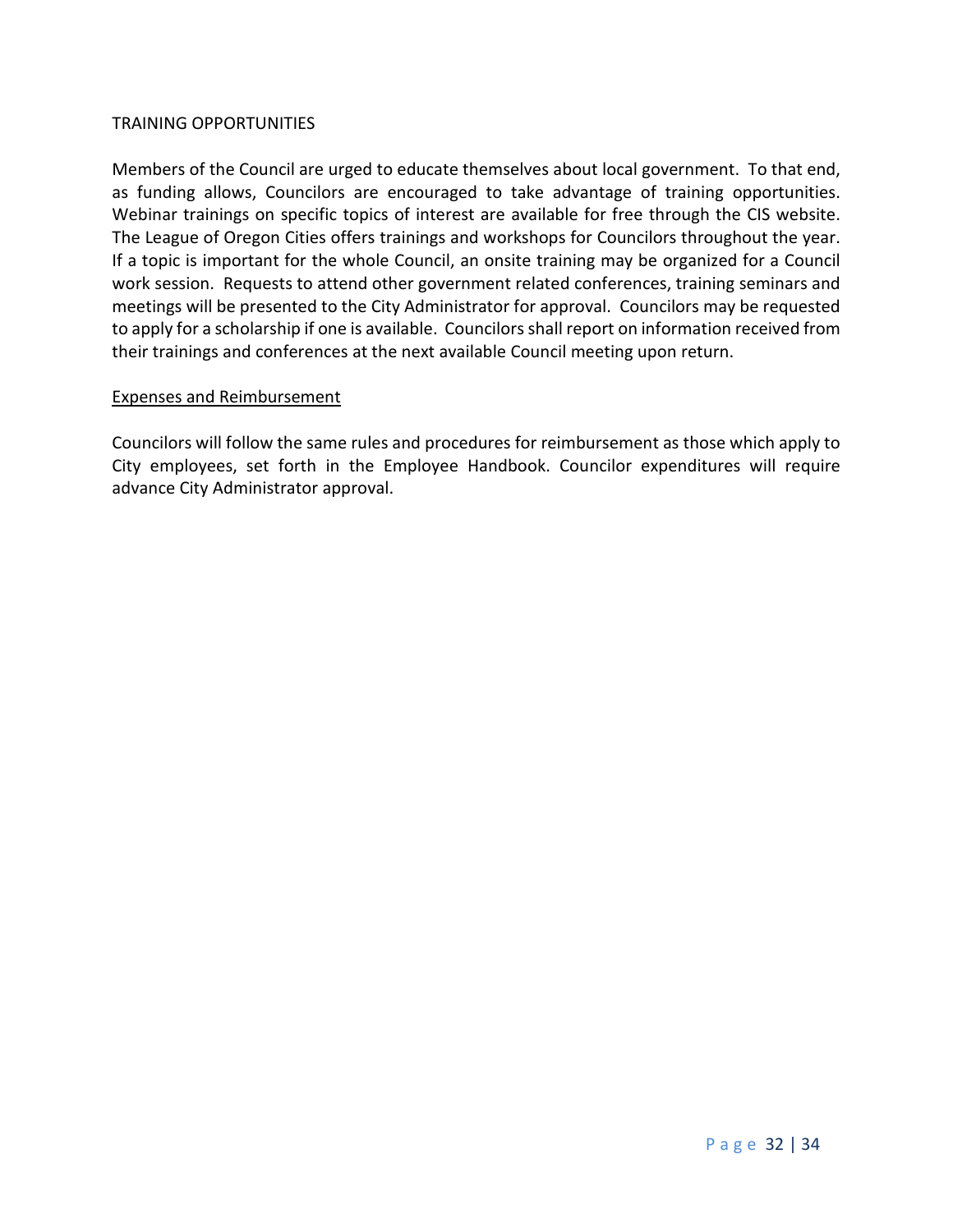## TRAINING OPPORTUNITIES

Members of the Council are urged to educate themselves about local government. To that end, as funding allows, Councilors are encouraged to take advantage of training opportunities. Webinar trainings on specific topics of interest are available for free through the CIS website. The League of Oregon Cities offers trainings and workshops for Councilors throughout the year. If a topic is important for the whole Council, an onsite training may be organized for a Council work session. Requests to attend other government related conferences, training seminars and meetings will be presented to the City Administrator for approval. Councilors may be requested to apply for a scholarship if one is available. Councilors shall report on information received from their trainings and conferences at the next available Council meeting upon return.

### Expenses and Reimbursement

Councilors will follow the same rules and procedures for reimbursement as those which apply to City employees, set forth in the Employee Handbook. Councilor expenditures will require advance City Administrator approval.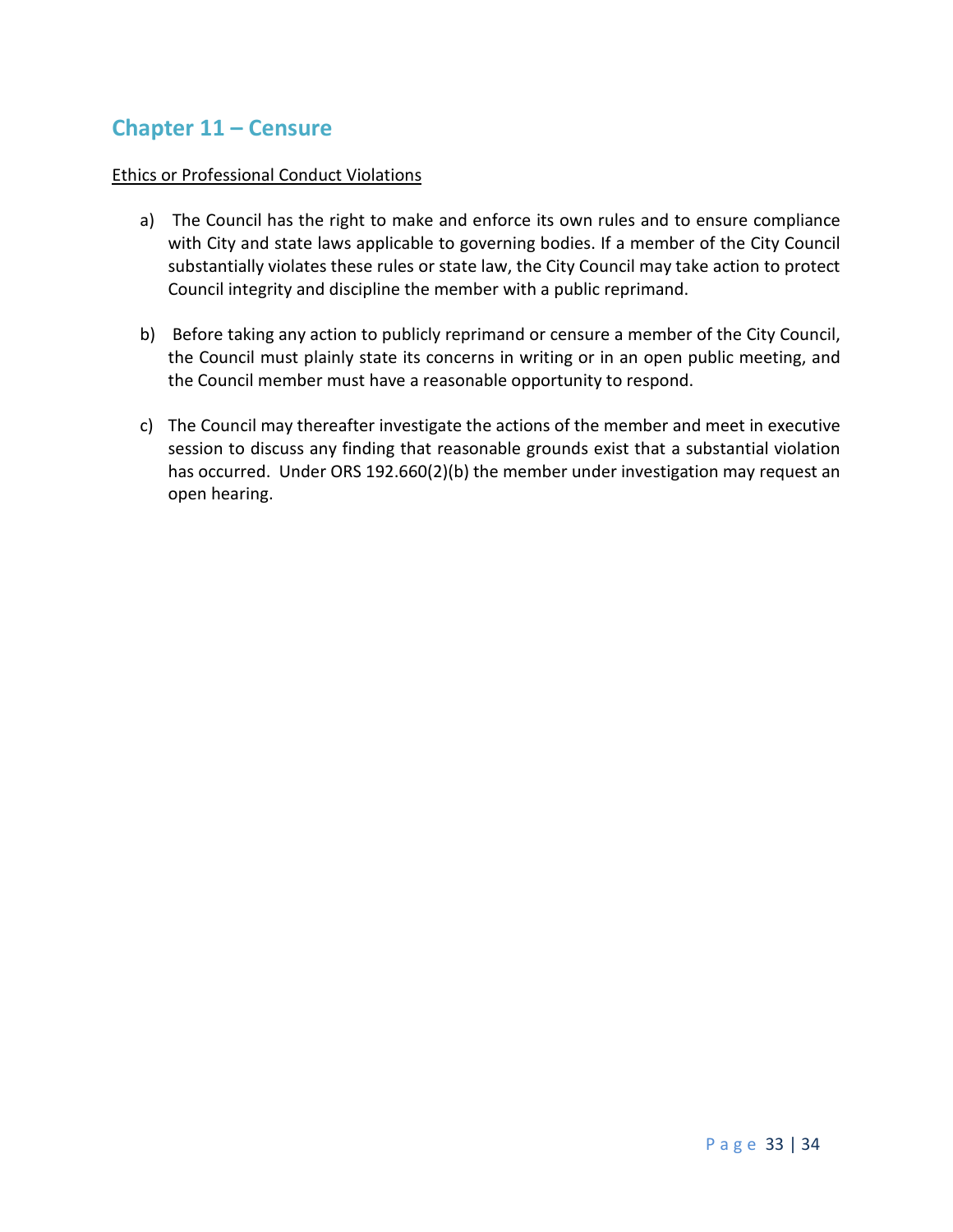## Chapter 11 – Censure

<u>Ethics or Professional Conduct Violations</u>

a) The Council has the right to make and enforce its own rules and to ensure compliance with City and state laws applicable to governing bodies. If a member of the City Council substantially violates these rules or state law, the City Council may take action to protect Council integrity and discipline the member with a public reprimand.

b) Before taking any action to publicly reprimand or censure a member of the City Council, the Council must plainly state its concerns in writing or in an open public meeting, and the Council member must have a reasonable opportunity to respond.

c) The Council may thereafter investigate the actions of the member and meet in executive session to discuss any finding that reasonable grounds exist that a substantial violation has occurred. Under ORS 192.660(2)(b) the member under investigation may request an open hearing.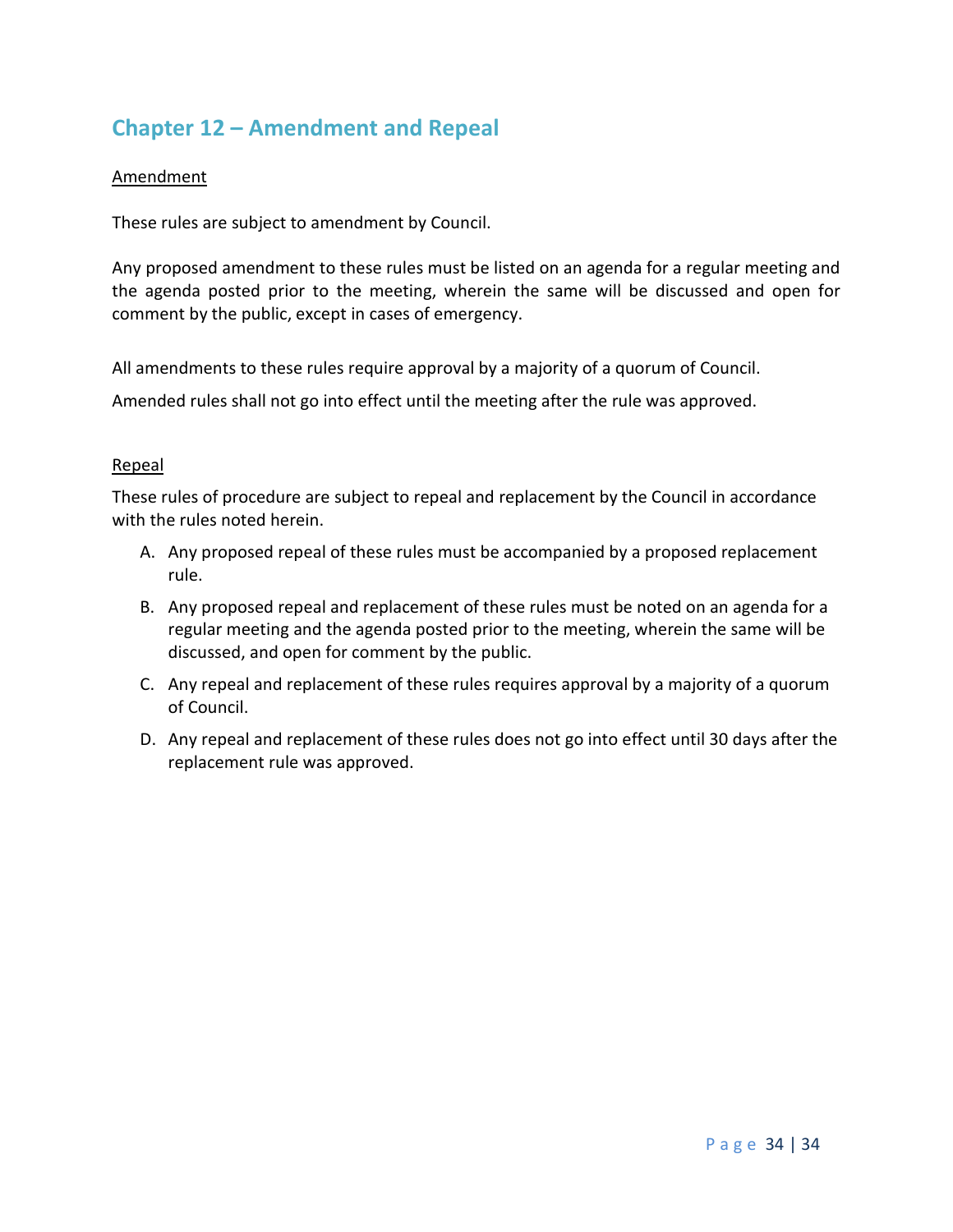## Chapter 12 – Amendment and Repeal

Amendment

These rules are subject to amendment by Council.

Any proposed amendment to these rules must be listed on an agenda for a regular meeting and the agenda posted prior to the meeting, wherein the same will be discussed and open for comment by the public, except in cases of emergency.

All amendments to these rules require approval by a majority of a quorum of Council.

Amended rules shall not go into effect until the meeting after the rule was approved.

Repeal

These rules of procedure are subject to repeal and replacement by the Council in accordance with the rules noted herein.

A. Any proposed repeal of these rules must be accompanied by a proposed replacement rule.

B. Any proposed repeal and replacement of these rules must be noted on an agenda for a regular meeting and the agenda posted prior to the meeting, wherein the same will be discussed, and open for comment by the public.

C. Any repeal and replacement of these rules requires approval by a majority of a quorum of Council.

D. Any repeal and replacement of these rules does not go into effect until 30 days after the replacement rule was approved.